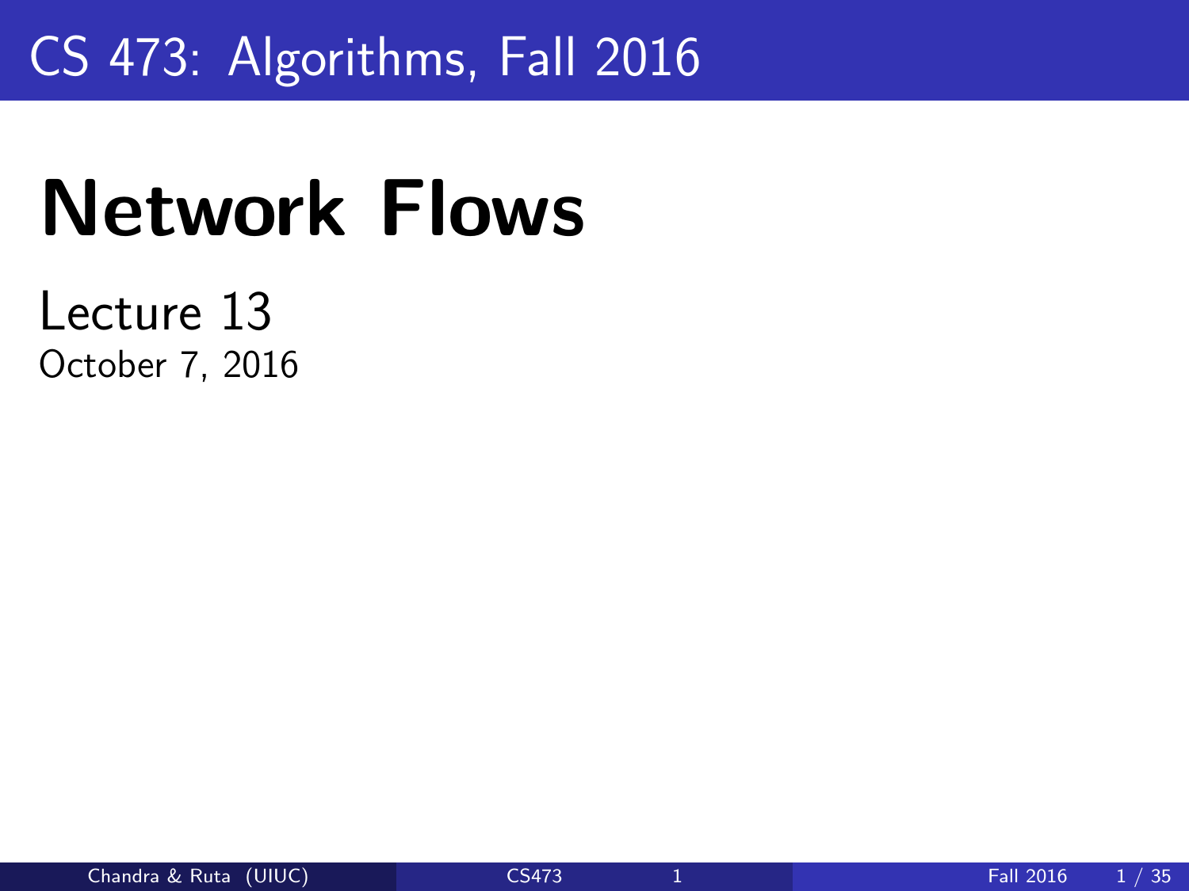CS 473: Algorithms, Fall 2016

# Network Flows

Lecture 13

October 7, 2016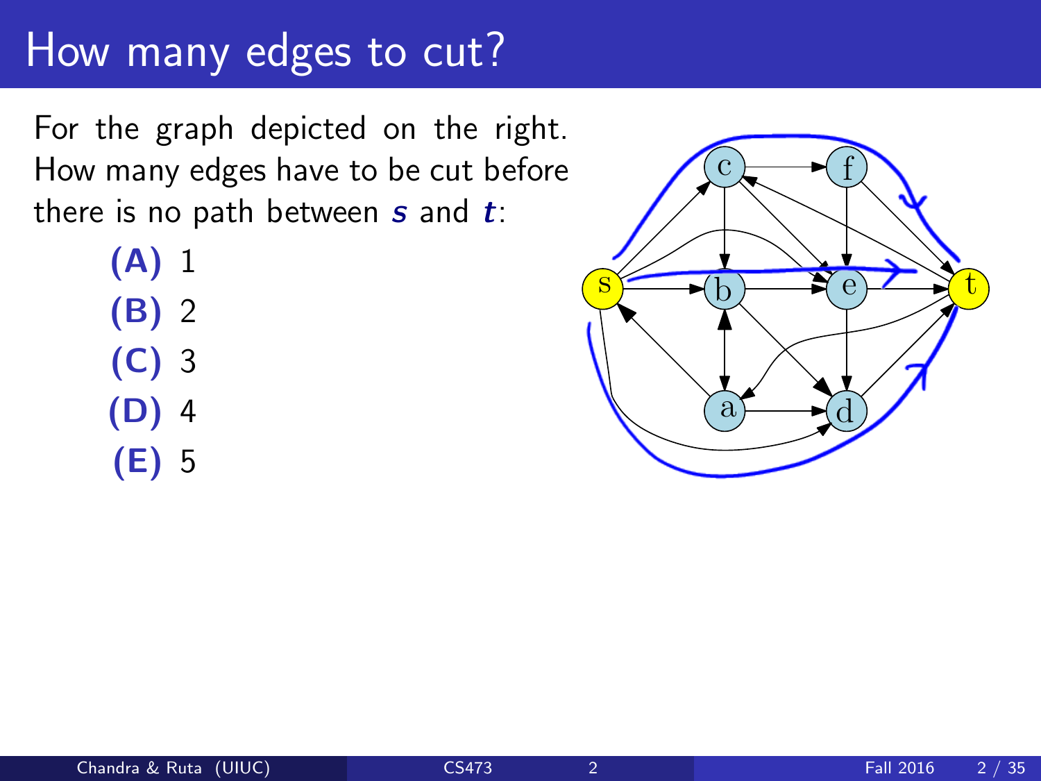# How many edges to cut?

For the graph depicted on the right. How many edges have to be cut before there is no path between ***s*** and ***t***:

- **(A)** 1
- **(B)** 2
- **(C)** 3
- **(D)** 4
- **(E)** 5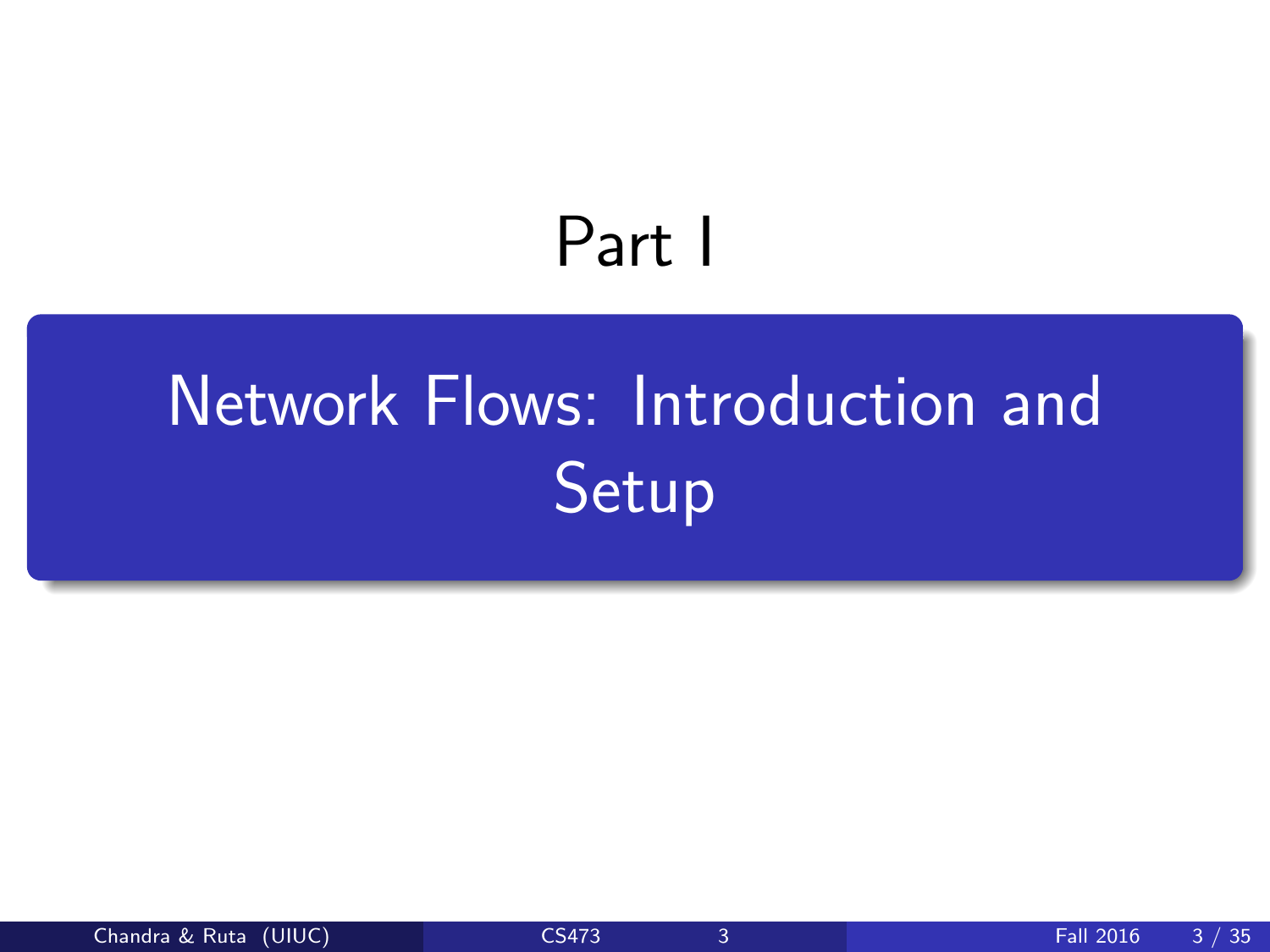# Part I

## Network Flows: Introduction and Setup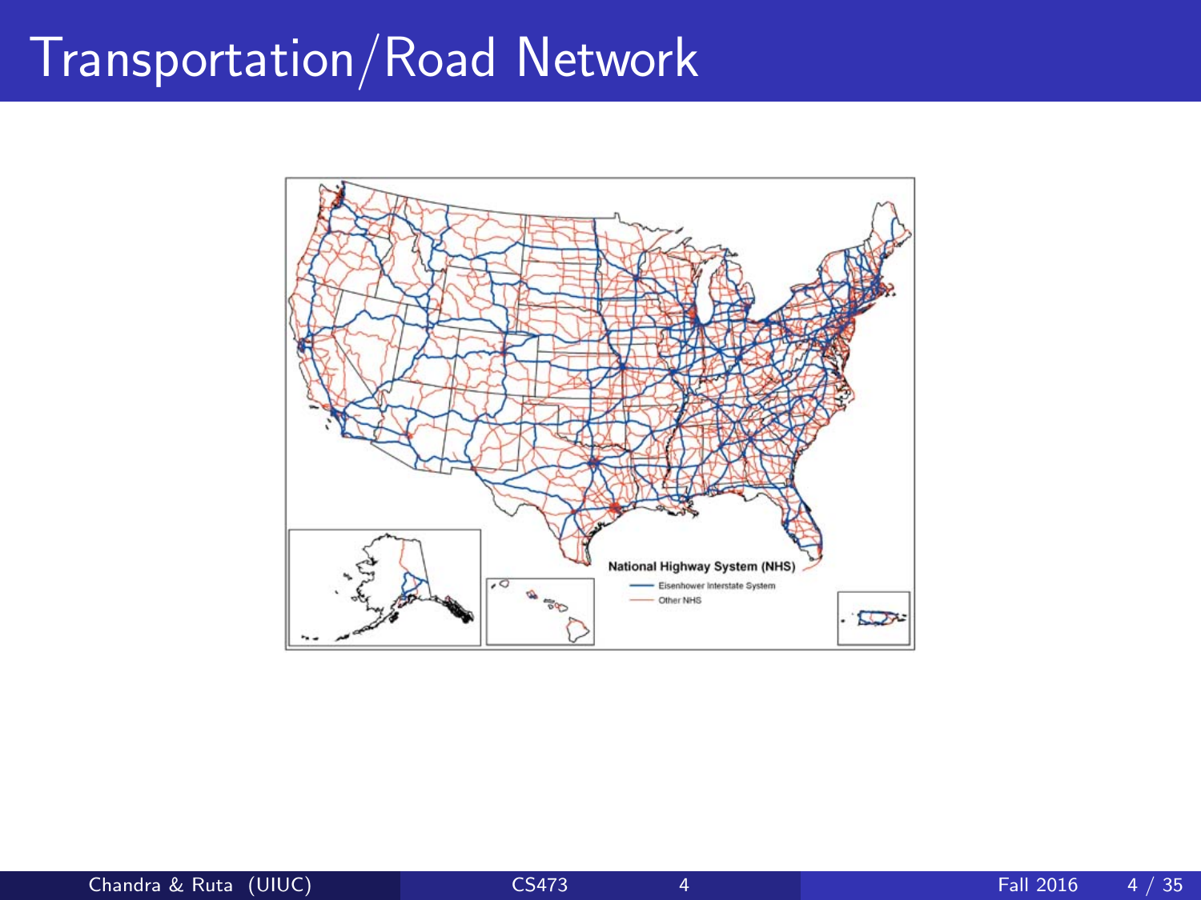# Transportation/Road Network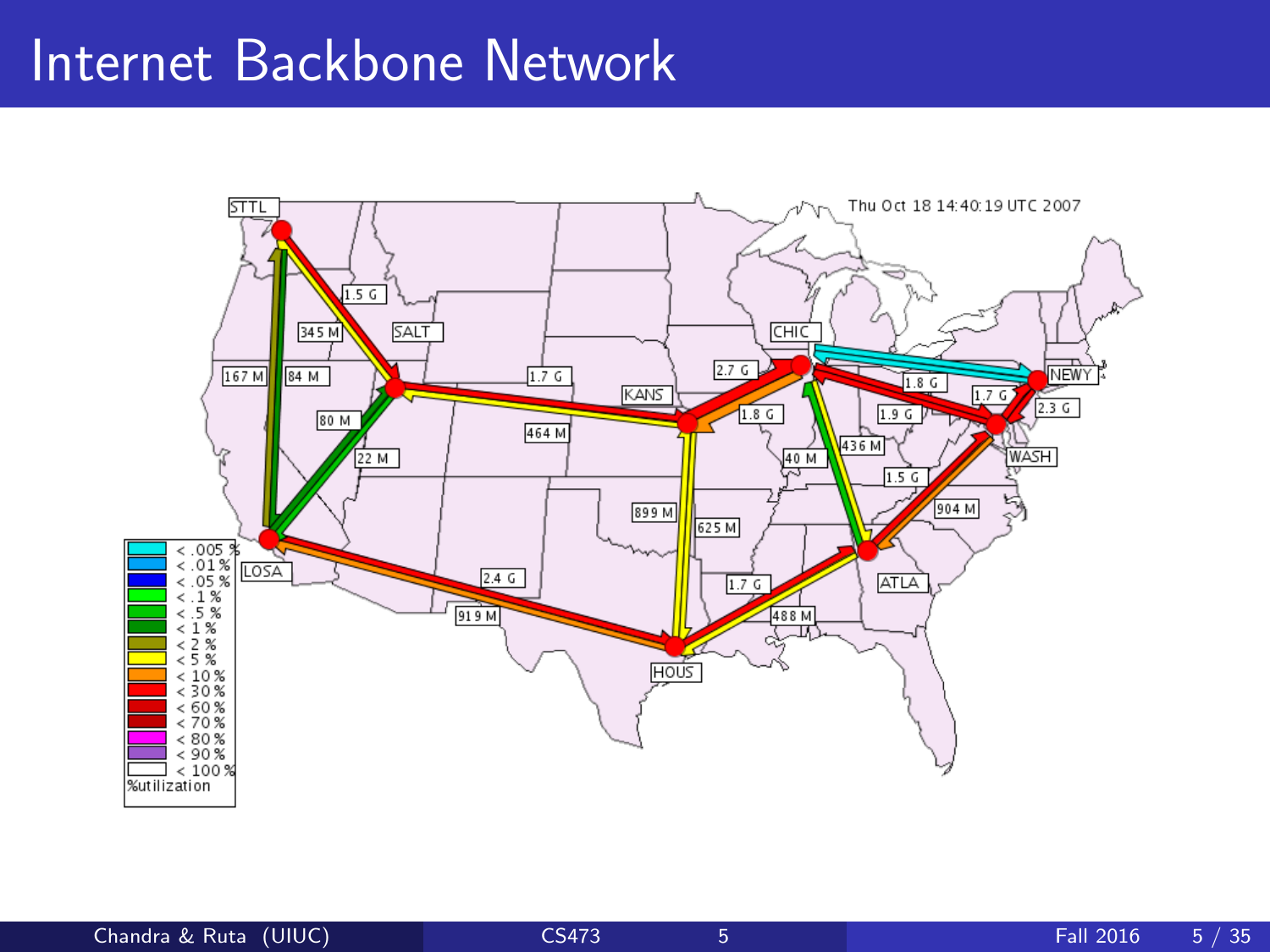# Internet Backbone Network

Thu Oct 18 14:40:19 UTC 2007

STTL, SALT, KANS, CHIC, NEWY, WASH, ATLA, HOUS, LOSA

1.5 G, 345 M, 167 M, 84 M, 80 M, 22 M, 1.7 G, 464 M, 2.7 G, 1.8 G, 1.8 G, 1.7 G, 2.3 G, 1.9 G, 436 M, 40 M, 1.5 G, 904 M, 899 M, 625 M, 2.4 G, 919 M, 1.7 G, 488 M

| Color | %utilization |
|---|---|
| | < .005 % |
| | < .01 % |
| | < .05 % |
| | < .1 % |
| | < .5 % |
| | < 1 % |
| | < 2 % |
| | < 5 % |
| | < 10 % |
| | < 30 % |
| | < 60 % |
| | < 70 % |
| | < 80 % |
| | < 90 % |
| | < 100 % |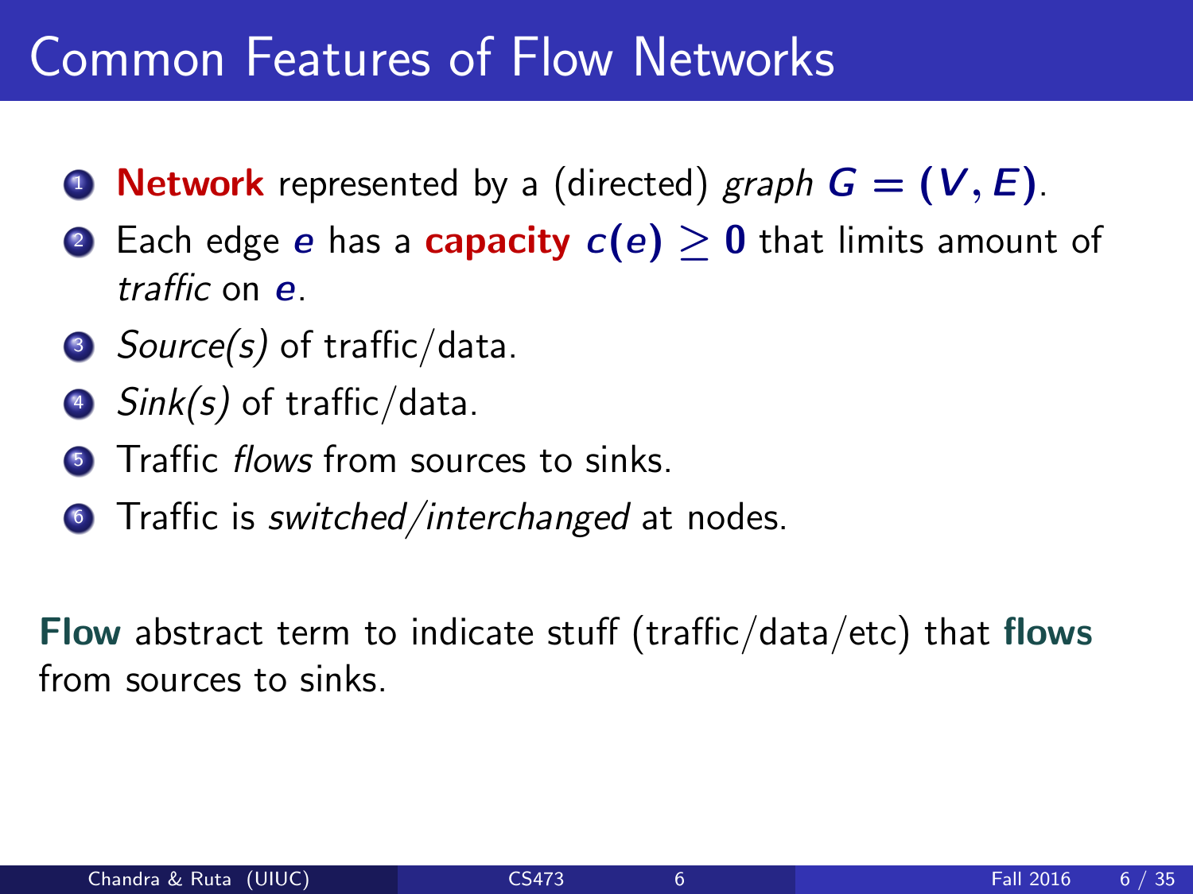# Common Features of Flow Networks

1. **Network** represented by a (directed) *graph* $G = (V, E)$.
2. Each edge $e$ has a **capacity** $c(e) \geq 0$ that limits amount of *traffic* on $e$.
3. *Source(s)* of traffic/data.
4. *Sink(s)* of traffic/data.
5. Traffic *flows* from sources to sinks.
6. Traffic is *switched/interchanged* at nodes.

**Flow** abstract term to indicate stuff (traffic/data/etc) that **flows** from sources to sinks.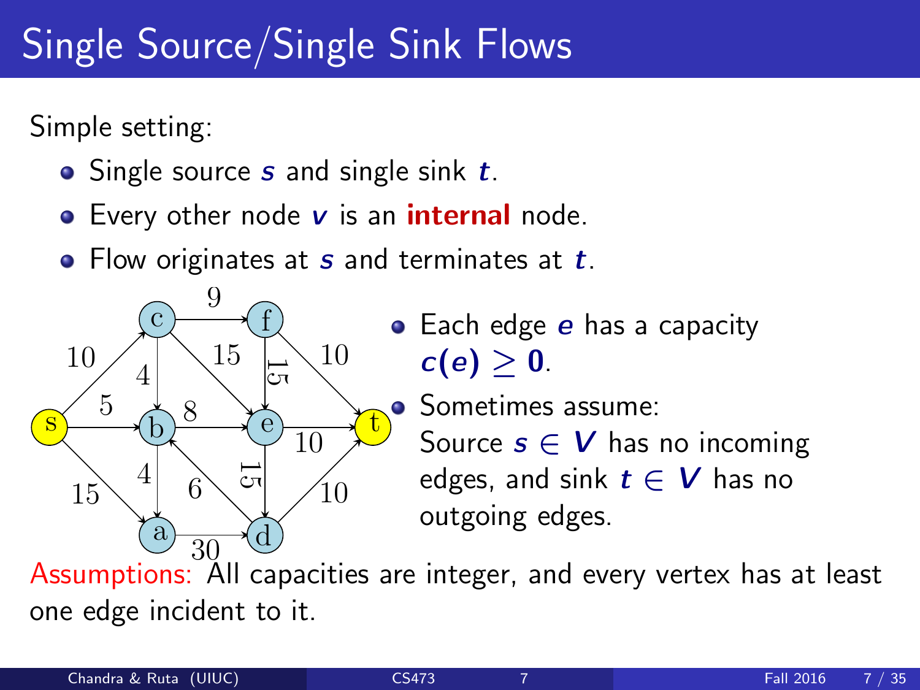# Single Source/Single Sink Flows

Simple setting:

- Single source $s$ and single sink $t$.
- Every other node $v$ is an **internal** node.
- Flow originates at $s$ and terminates at $t$.

- Each edge $e$ has a capacity $c(e) \geq 0$.
- Sometimes assume: Source $s \in V$ has no incoming edges, and sink $t \in V$ has no outgoing edges.

Assumptions: All capacities are integer, and every vertex has at least one edge incident to it.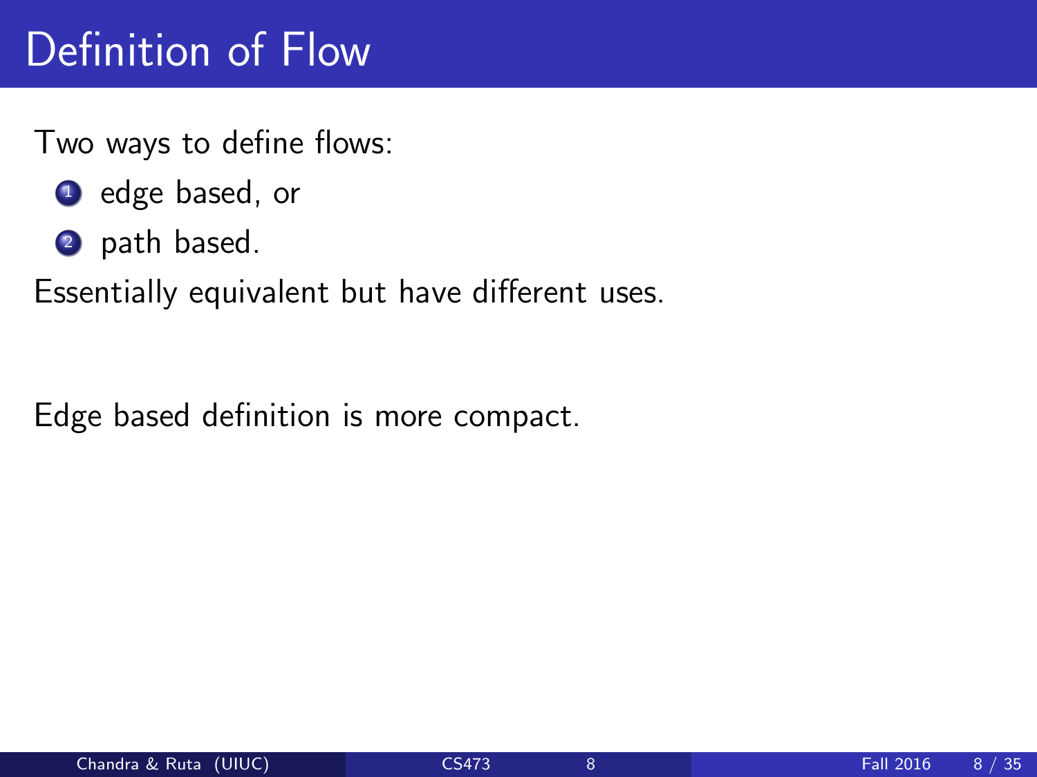# Definition of Flow

Two ways to define flows:

1. edge based, or
2. path based.

Essentially equivalent but have different uses.

Edge based definition is more compact.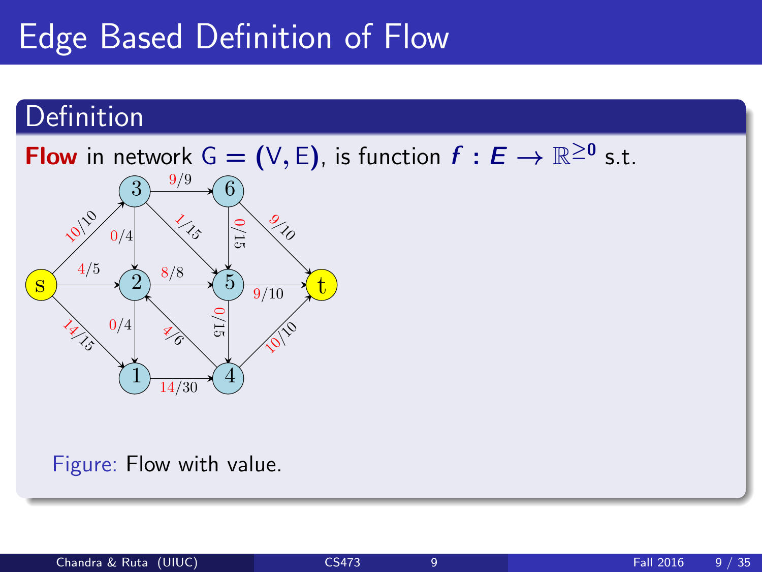# Edge Based Definition of Flow

## Definition

**Flow** in network $G = (V, E)$, is function $f : E \rightarrow \mathbb{R}^{\geq 0}$ s.t.

Figure: Flow with value.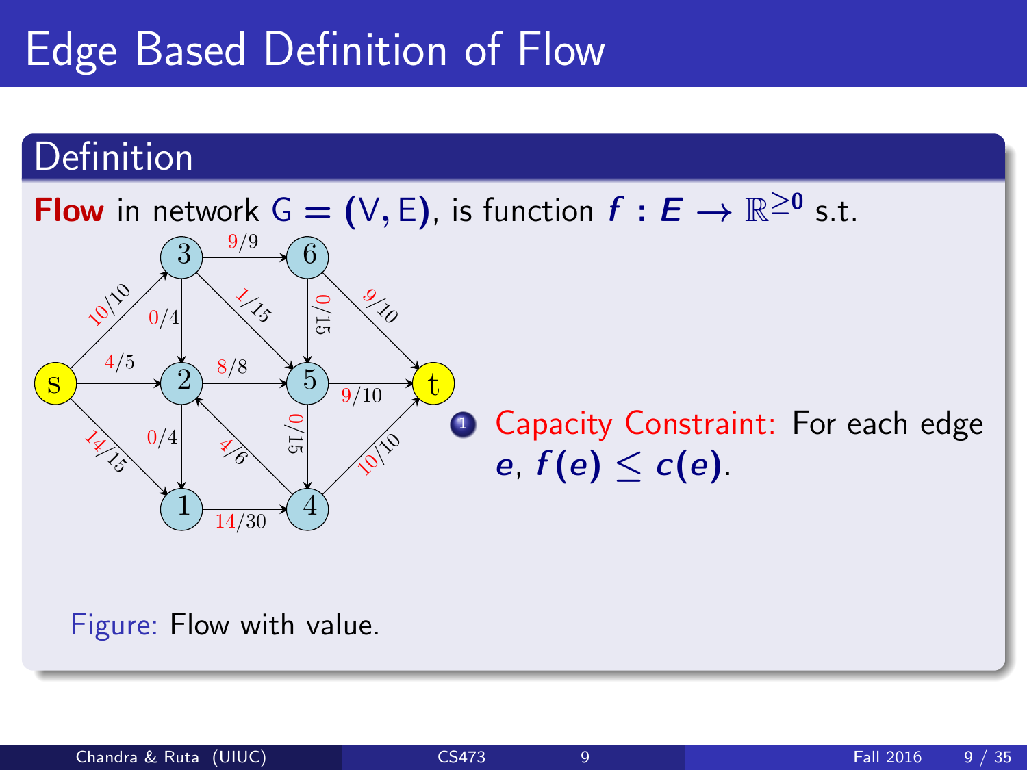# Edge Based Definition of Flow

## Definition

**Flow** in network $G = (V, E)$, is function $f : E \rightarrow \mathbb{R}^{\geq 0}$ s.t.

1. Capacity Constraint: For each edge $e$, $f(e) \leq c(e)$.

Figure: Flow with value.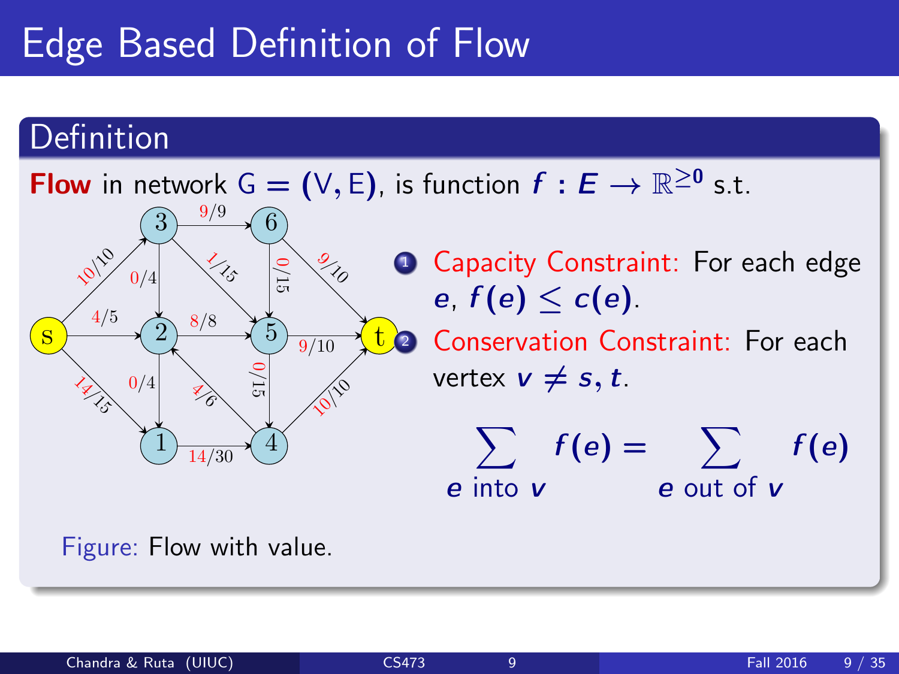# Edge Based Definition of Flow

## Definition

**Flow** in network $G = (V, E)$, is function $f : E \to \mathbb{R}^{\geq 0}$ s.t.

1. Capacity Constraint: For each edge $e$, $f(e) \leq c(e)$.
2. Conservation Constraint: For each vertex $v \neq s, t$.

$$\sum_{e \text{ into } v} f(e) = \sum_{e \text{ out of } v} f(e)$$

Figure: Flow with value.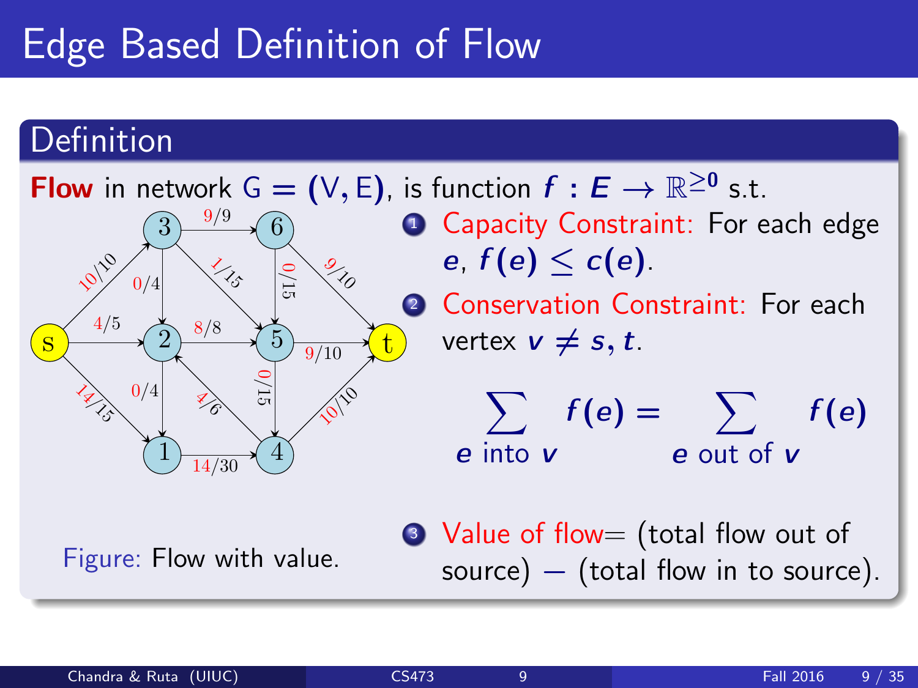# Edge Based Definition of Flow

## Definition

**Flow** in network $G = (V, E)$, is function $f : E \rightarrow \mathbb{R}^{\geq 0}$ s.t.

1. Capacity Constraint: For each edge $e$, $f(e) \leq c(e)$.
2. Conservation Constraint: For each vertex $v \neq s, t$.

$$\sum_{e \text{ into } v} f(e) = \sum_{e \text{ out of } v} f(e)$$

3. Value of flow= (total flow out of source) − (total flow in to source).

Figure: Flow with value.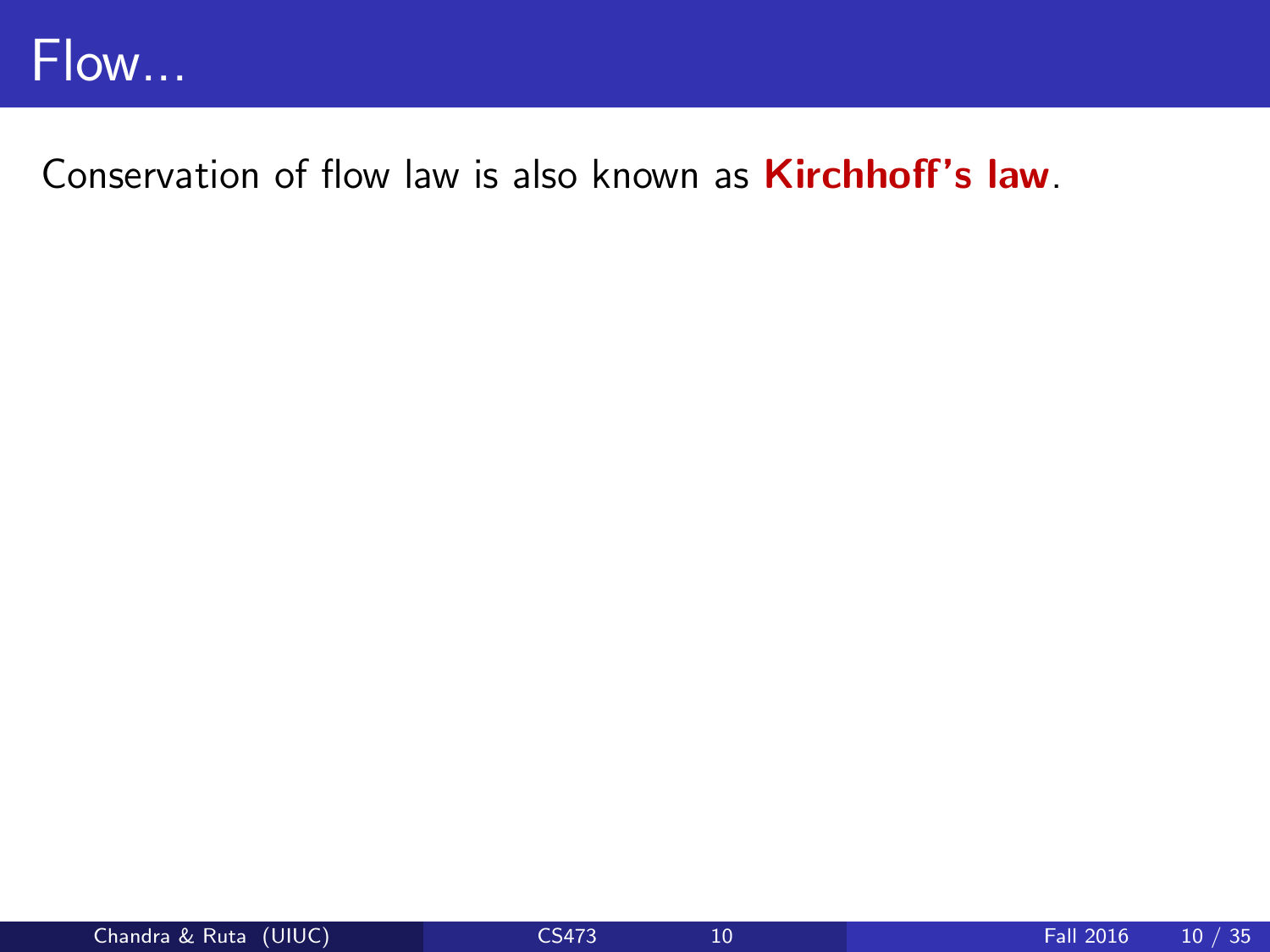# Flow...

Conservation of flow law is also known as **Kirchhoff's law**.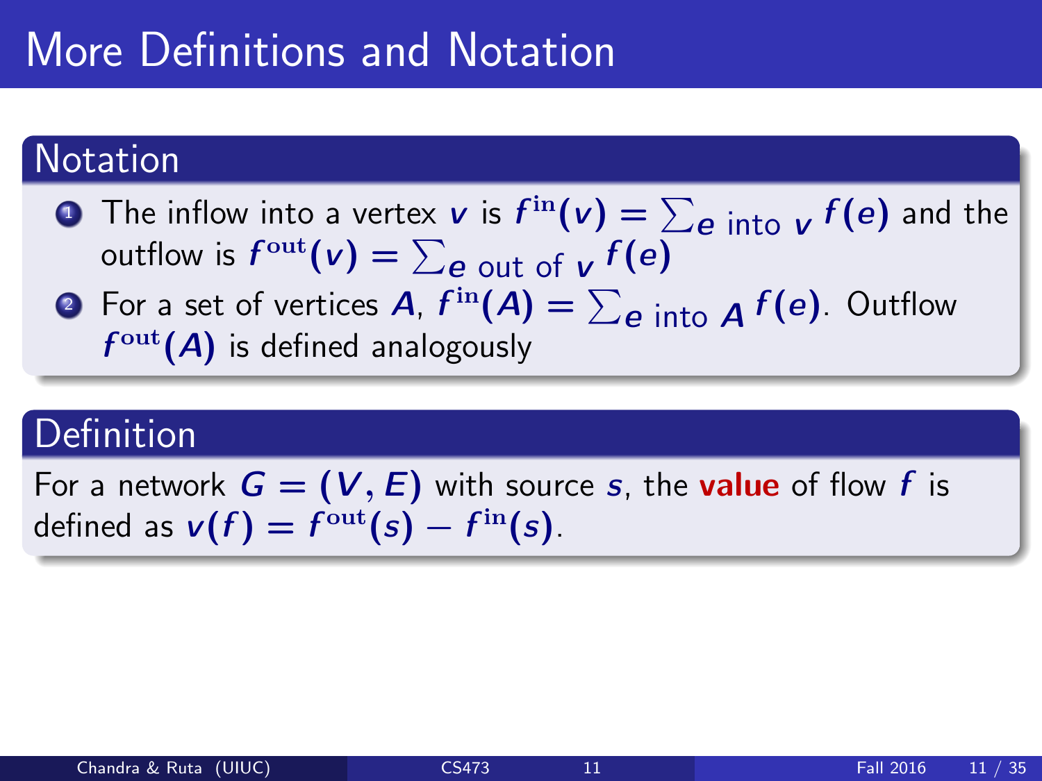# More Definitions and Notation

## Notation

1. The inflow into a vertex $v$ is $f^{\text{in}}(v) = \sum_{e \text{ into } v} f(e)$ and the outflow is $f^{\text{out}}(v) = \sum_{e \text{ out of } v} f(e)$
2. For a set of vertices $A$, $f^{\text{in}}(A) = \sum_{e \text{ into } A} f(e)$. Outflow $f^{\text{out}}(A)$ is defined analogously

## Definition

For a network $G = (V, E)$ with source $s$, the **value** of flow $f$ is defined as $v(f) = f^{\text{out}}(s) - f^{\text{in}}(s)$.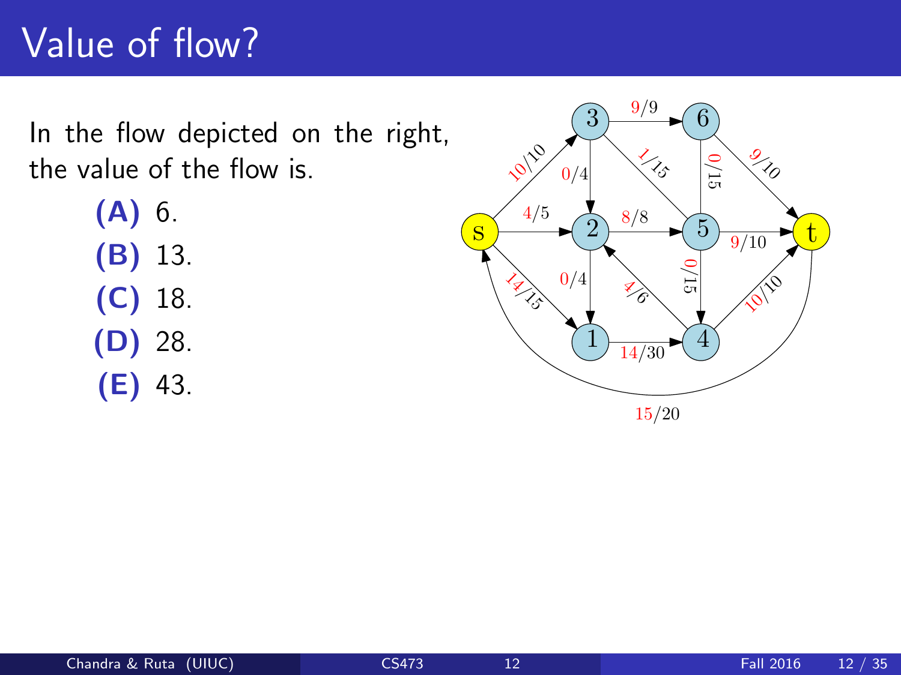# Value of flow?

In the flow depicted on the right, the value of the flow is.

- **(A)** 6.
- **(B)** 13.
- **(C)** 18.
- **(D)** 28.
- **(E)** 43.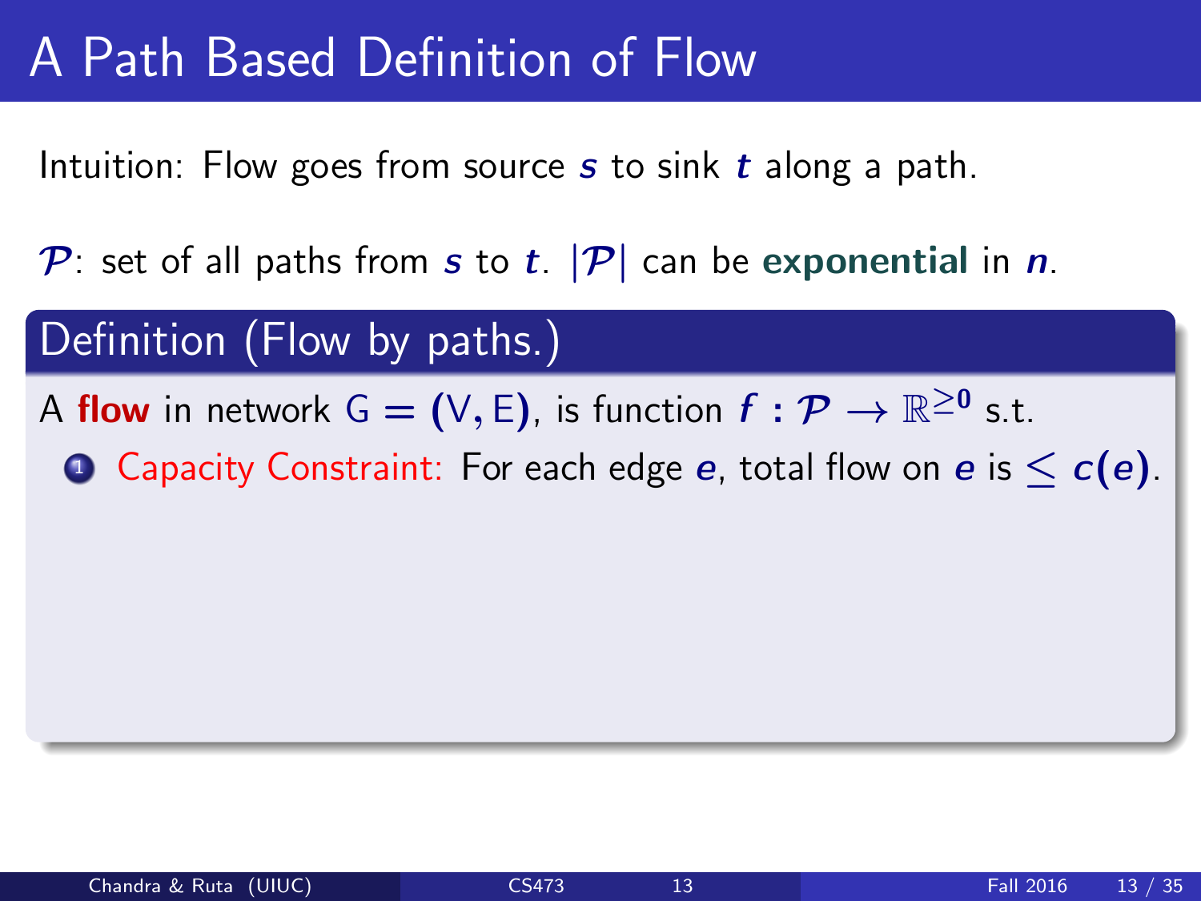# A Path Based Definition of Flow

Intuition: Flow goes from source $s$ to sink $t$ along a path.

$\mathcal{P}$: set of all paths from $s$ to $t$. $|\mathcal{P}|$ can be **exponential** in $n$.

## Definition (Flow by paths.)

A **flow** in network $G = (V, E)$, is function $f : \mathcal{P} \rightarrow \mathbb{R}^{\geq 0}$ s.t.

1. Capacity Constraint: For each edge $e$, total flow on $e$ is $\leq c(e)$.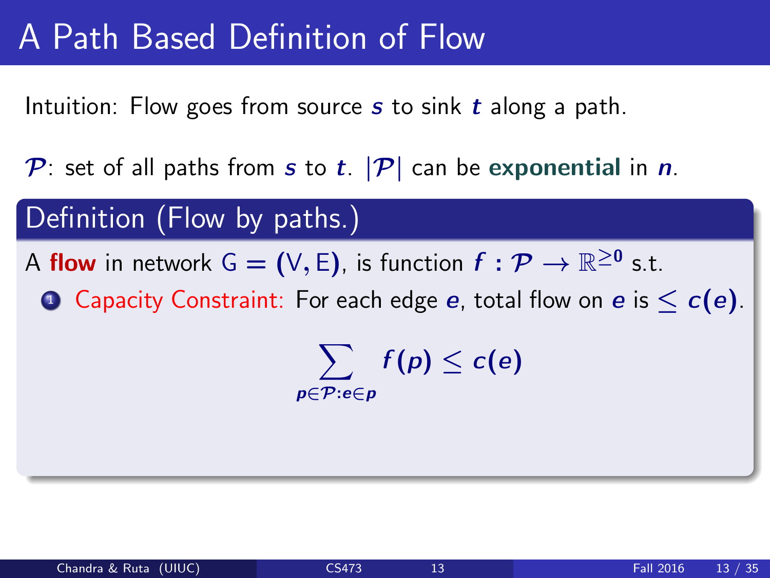# A Path Based Definition of Flow

Intuition: Flow goes from source $s$ to sink $t$ along a path.

$\mathcal{P}$: set of all paths from $s$ to $t$. $|\mathcal{P}|$ can be **exponential** in $n$.

## Definition (Flow by paths.)

A **flow** in network $G = (V, E)$, is function $f : \mathcal{P} \to \mathbb{R}^{\geq 0}$ s.t.

1. Capacity Constraint: For each edge $e$, total flow on $e$ is $\leq c(e)$.

$$\sum_{p \in \mathcal{P}: e \in p} f(p) \leq c(e)$$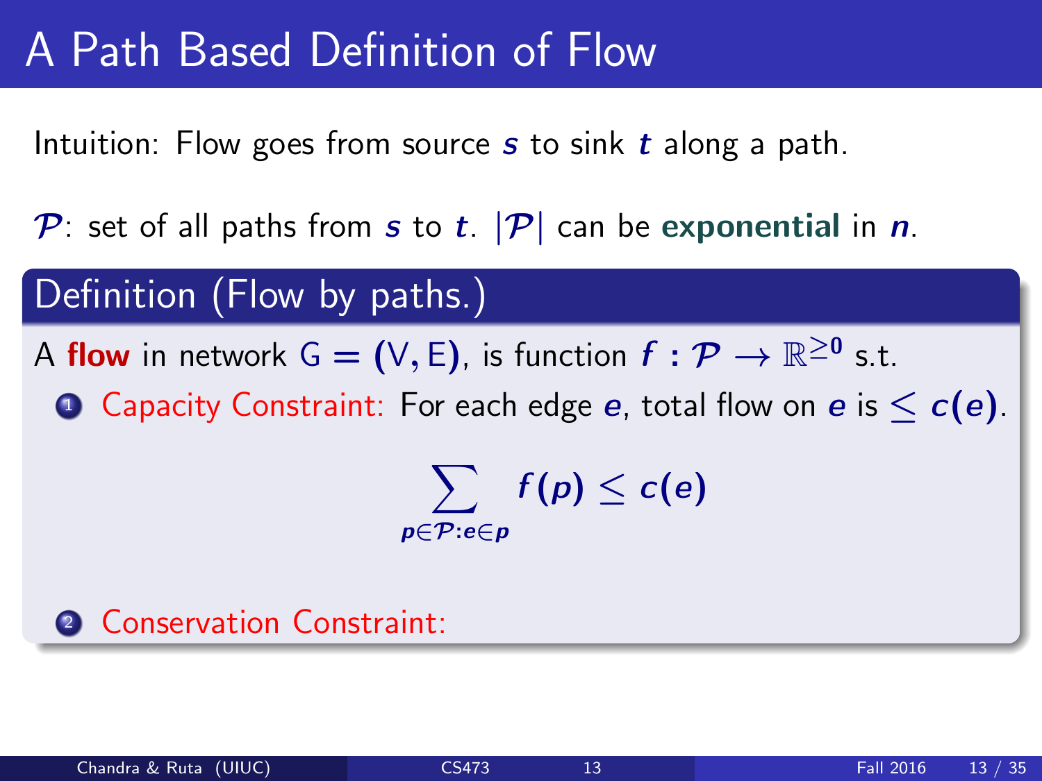# A Path Based Definition of Flow

Intuition: Flow goes from source $s$ to sink $t$ along a path.

$\mathcal{P}$: set of all paths from $s$ to $t$. $|\mathcal{P}|$ can be **exponential** in $n$.

## Definition (Flow by paths.)

A **flow** in network $G = (V, E)$, is function $f : \mathcal{P} \rightarrow \mathbb{R}^{\geq 0}$ s.t.

1. Capacity Constraint: For each edge $e$, total flow on $e$ is $\leq c(e)$.

$$\sum_{p \in \mathcal{P} : e \in p} f(p) \leq c(e)$$

2. Conservation Constraint: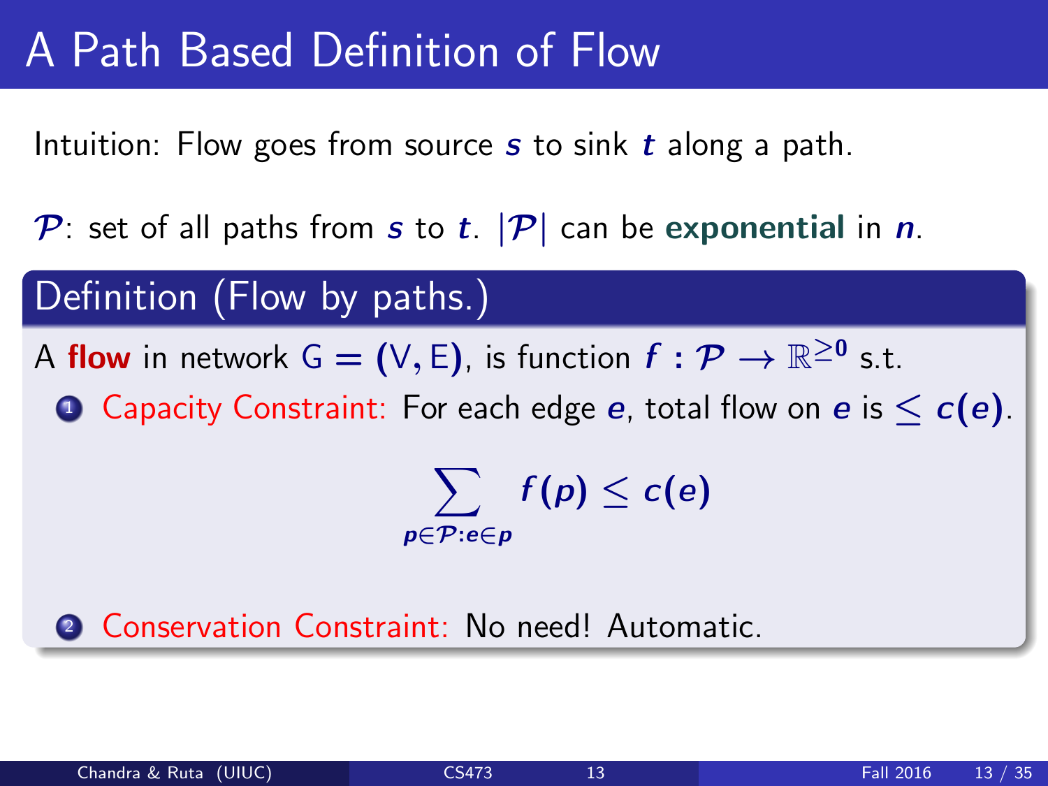# A Path Based Definition of Flow

Intuition: Flow goes from source $s$ to sink $t$ along a path.

$\mathcal{P}$: set of all paths from $s$ to $t$. $|\mathcal{P}|$ can be **exponential** in $n$.

## Definition (Flow by paths.)

A **flow** in network $G = (V, E)$, is function $f : \mathcal{P} \rightarrow \mathbb{R}^{\geq 0}$ s.t.

1. Capacity Constraint: For each edge $e$, total flow on $e$ is $\leq c(e)$.

$$\sum_{p \in \mathcal{P} : e \in p} f(p) \leq c(e)$$

2. Conservation Constraint: No need! Automatic.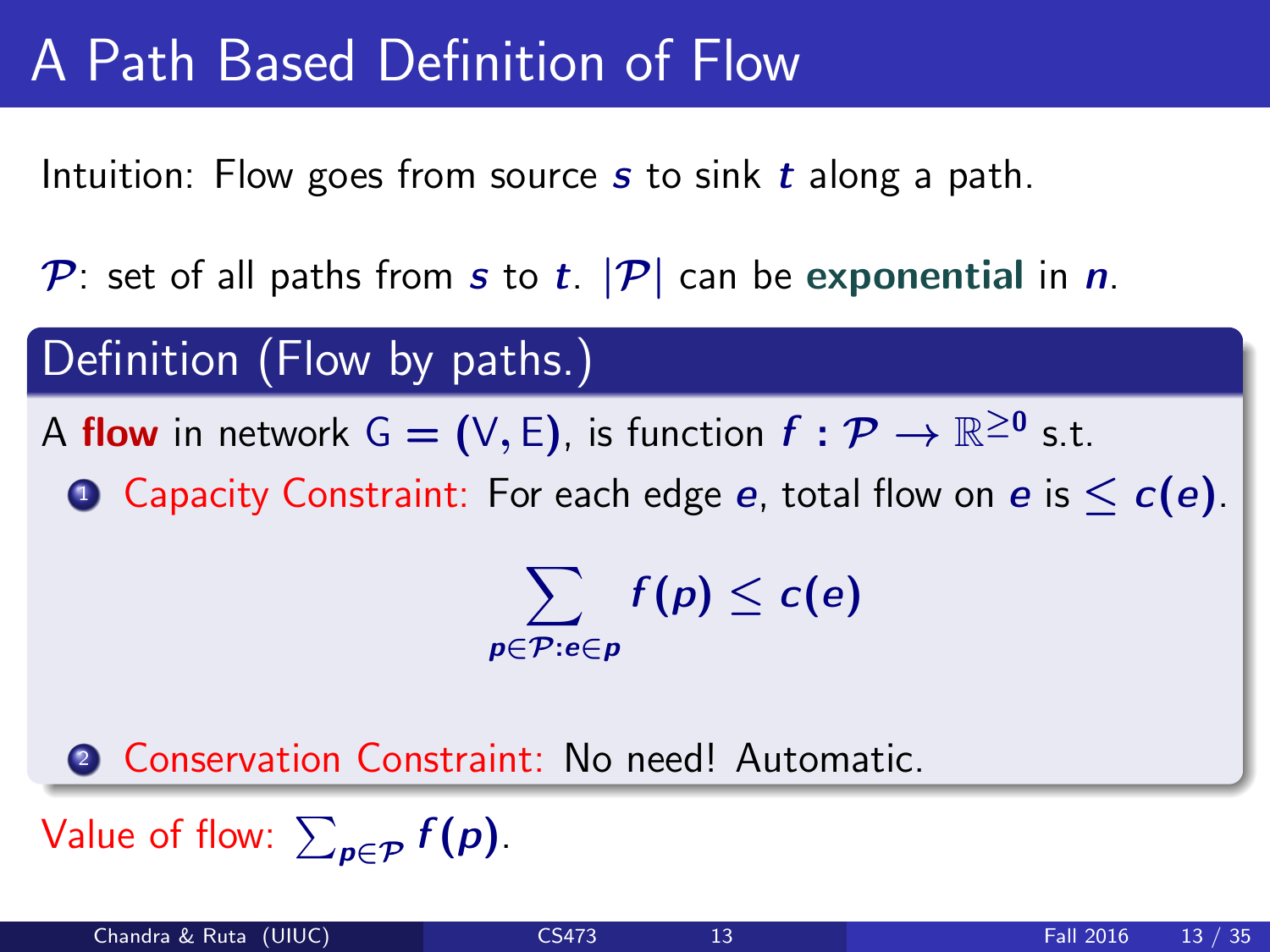# A Path Based Definition of Flow

Intuition: Flow goes from source $s$ to sink $t$ along a path.

$\mathcal{P}$: set of all paths from $s$ to $t$. $|\mathcal{P}|$ can be **exponential** in $n$.

## Definition (Flow by paths.)

A **flow** in network $G = (V, E)$, is function $f : \mathcal{P} \rightarrow \mathbb{R}^{\geq 0}$ s.t.

1. Capacity Constraint: For each edge $e$, total flow on $e$ is $\leq c(e)$.

$$\sum_{p \in \mathcal{P} : e \in p} f(p) \leq c(e)$$

2. Conservation Constraint: No need! Automatic.

Value of flow: $\sum_{p \in \mathcal{P}} f(p)$.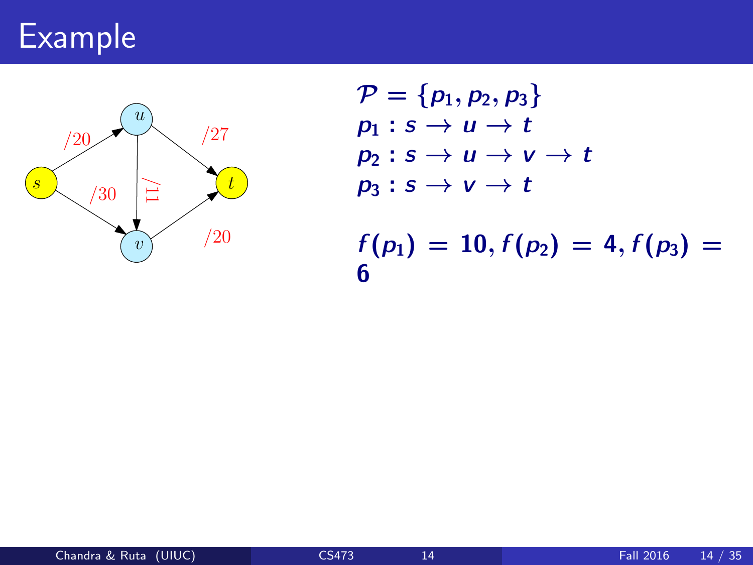# Example

$\mathcal{P} = \{p_1, p_2, p_3\}$

$p_1 : s \to u \to t$

$p_2 : s \to u \to v \to t$

$p_3 : s \to v \to t$

$f(p_1) = 10, f(p_2) = 4, f(p_3) = 6$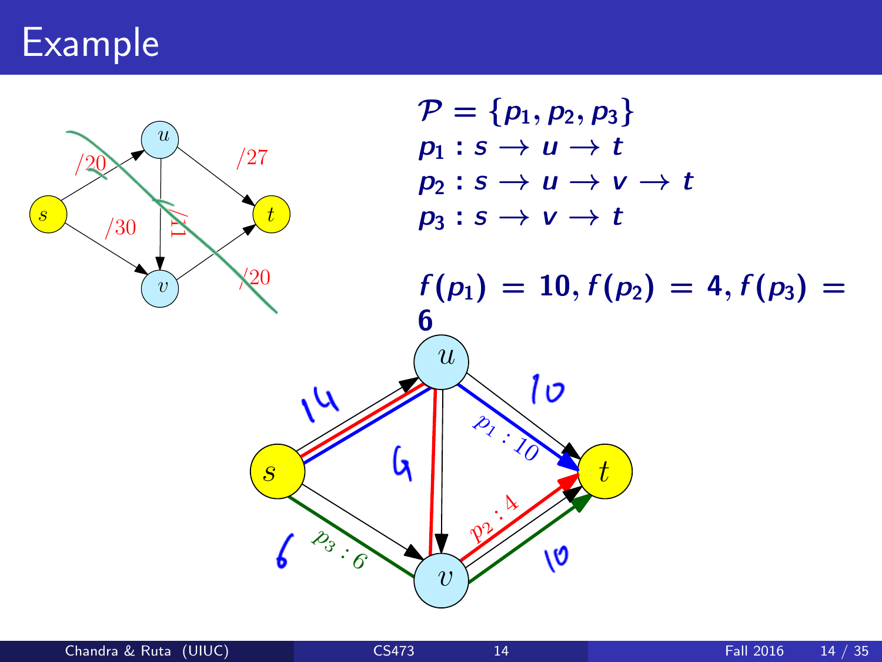# Example

$\mathcal{P} = \{p_1, p_2, p_3\}$

$p_1 : s \rightarrow u \rightarrow t$

$p_2 : s \rightarrow u \rightarrow v \rightarrow t$

$p_3 : s \rightarrow v \rightarrow t$

$f(p_1) = 10, f(p_2) = 4, f(p_3) = 6$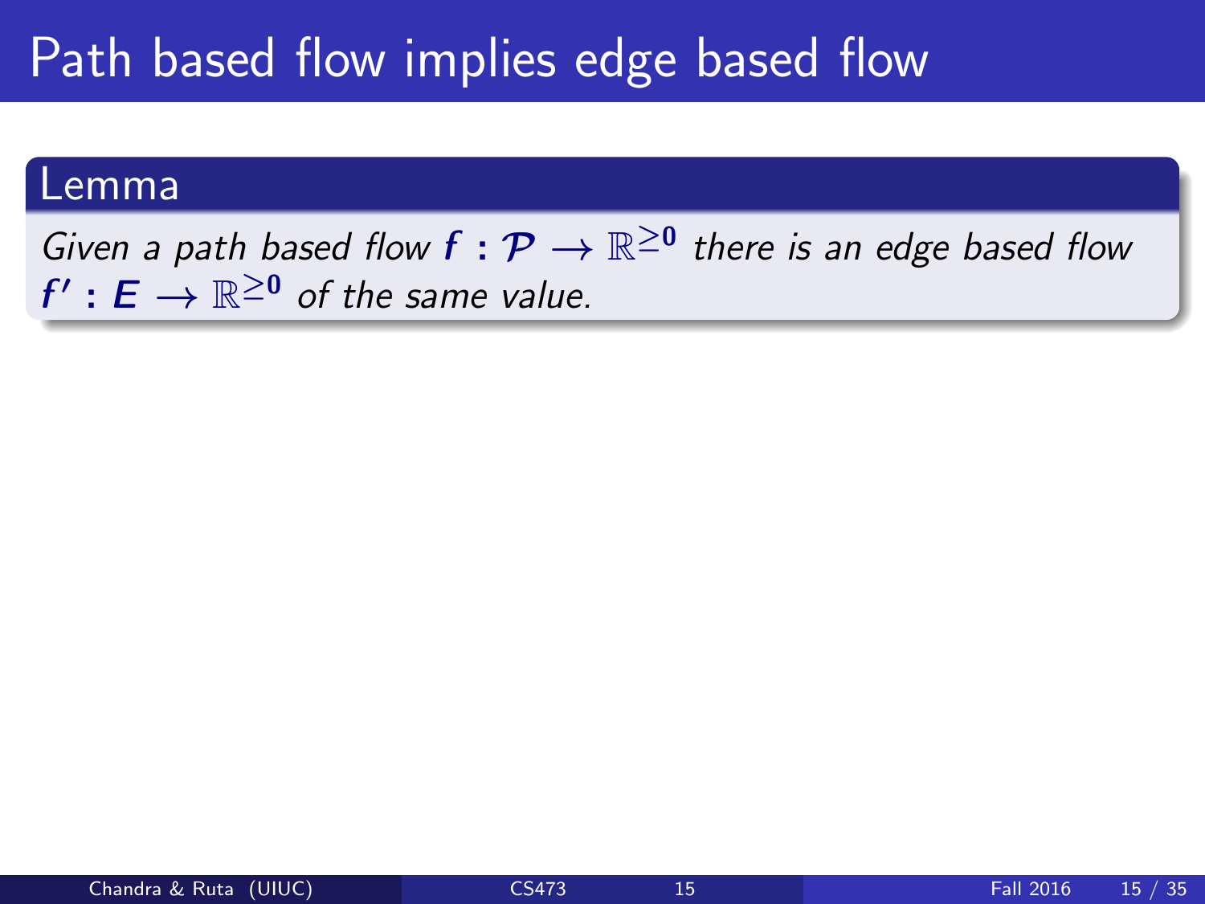# Path based flow implies edge based flow

**Lemma**

*Given a path based flow* $f : \mathcal{P} \rightarrow \mathbb{R}^{\geq 0}$ *there is an edge based flow* $f' : E \rightarrow \mathbb{R}^{\geq 0}$ *of the same value.*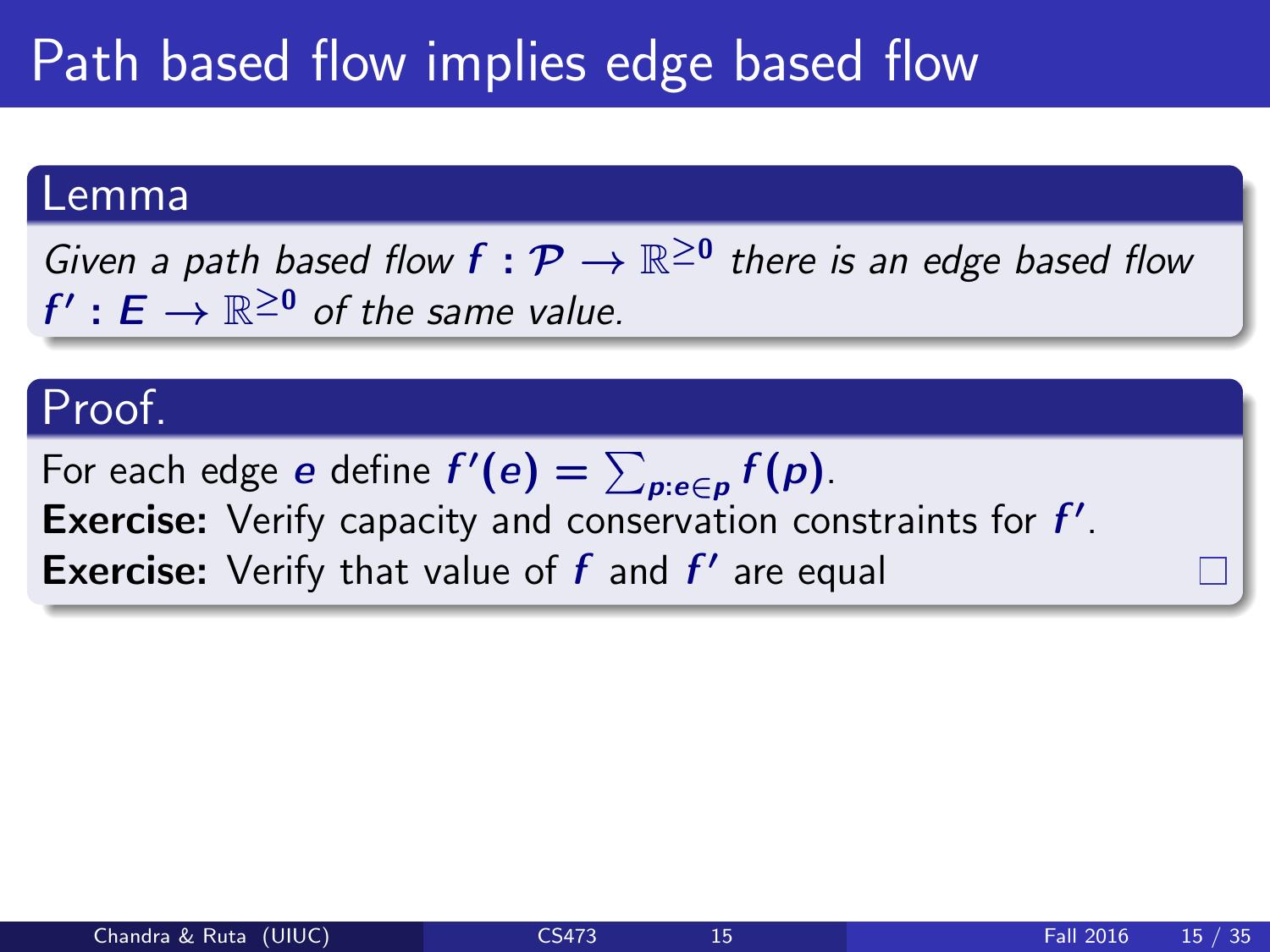# Path based flow implies edge based flow

**Lemma**

*Given a path based flow $f : \mathcal{P} \rightarrow \mathbb{R}^{\geq 0}$ there is an edge based flow $f' : E \rightarrow \mathbb{R}^{\geq 0}$ of the same value.*

**Proof.**

For each edge $e$ define $f'(e) = \sum_{p: e \in p} f(p)$.

**Exercise:** Verify capacity and conservation constraints for $f'$.

**Exercise:** Verify that value of $f$ and $f'$ are equal □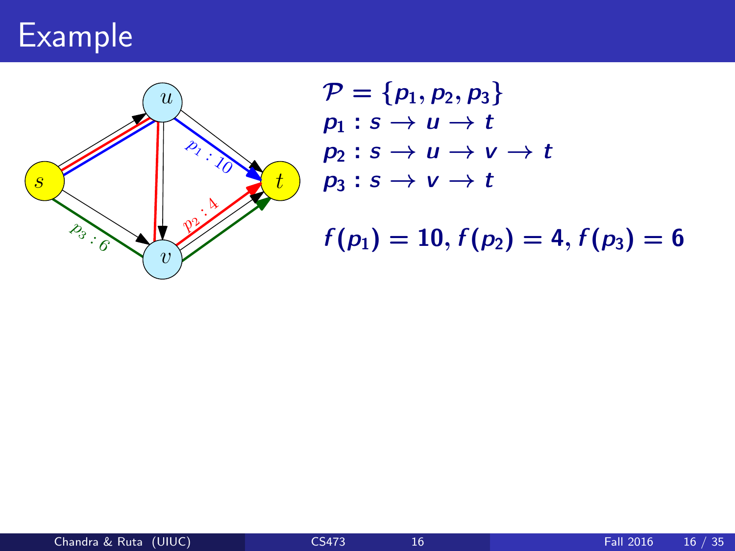# Example

$\mathcal{P} = \{p_1, p_2, p_3\}$

$p_1 : s \rightarrow u \rightarrow t$

$p_2 : s \rightarrow u \rightarrow v \rightarrow t$

$p_3 : s \rightarrow v \rightarrow t$

$f(p_1) = 10, f(p_2) = 4, f(p_3) = 6$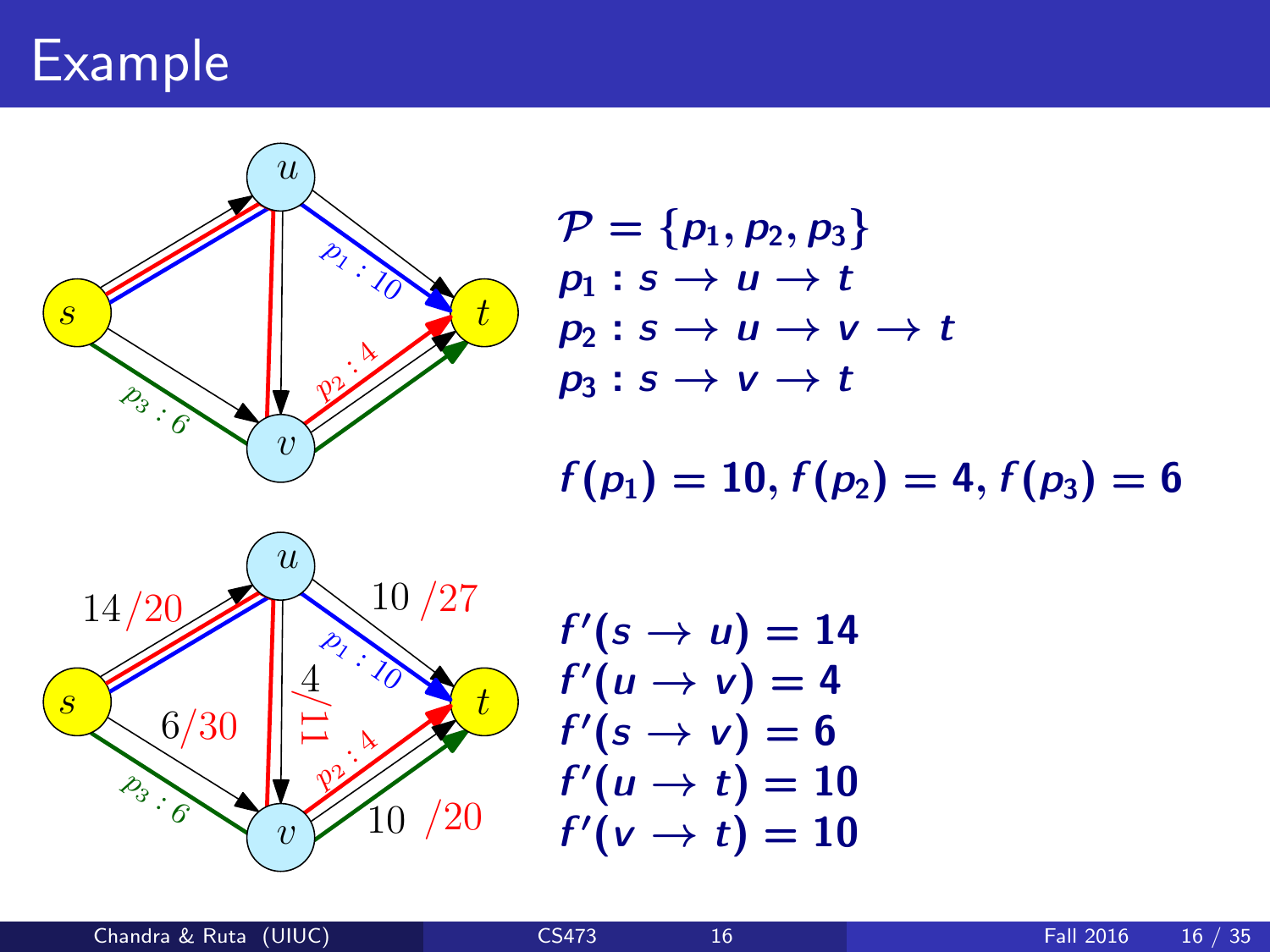# Example

$$\mathcal{P} = \{p_1, p_2, p_3\}$$

$p_1 : s \to u \to t$

$p_2 : s \to u \to v \to t$

$p_3 : s \to v \to t$

$f(p_1) = 10, f(p_2) = 4, f(p_3) = 6$

$f'(s \to u) = 14$

$f'(u \to v) = 4$

$f'(s \to v) = 6$

$f'(u \to t) = 10$

$f'(v \to t) = 10$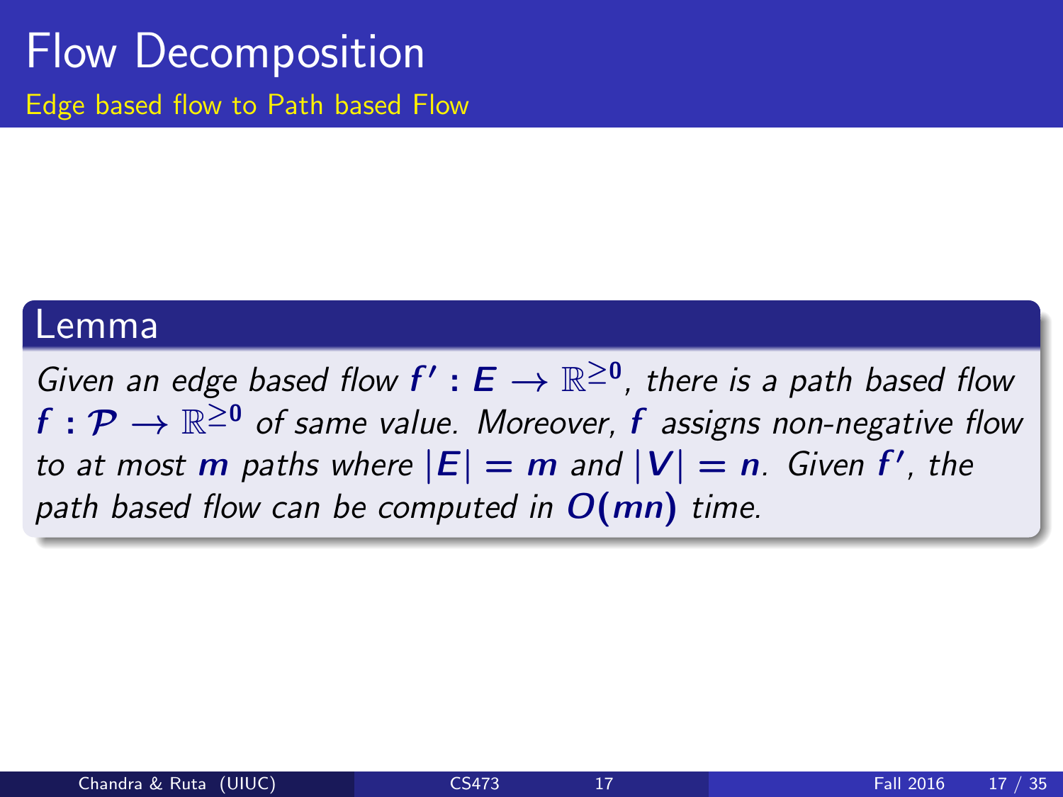# Flow Decomposition

## Edge based flow to Path based Flow

**Lemma**

*Given an edge based flow $f' : E \rightarrow \mathbb{R}^{\geq 0}$, there is a path based flow $f : \mathcal{P} \rightarrow \mathbb{R}^{\geq 0}$ of same value. Moreover, $f$ assigns non-negative flow to at most $m$ paths where $|E| = m$ and $|V| = n$. Given $f'$, the path based flow can be computed in $O(mn)$ time.*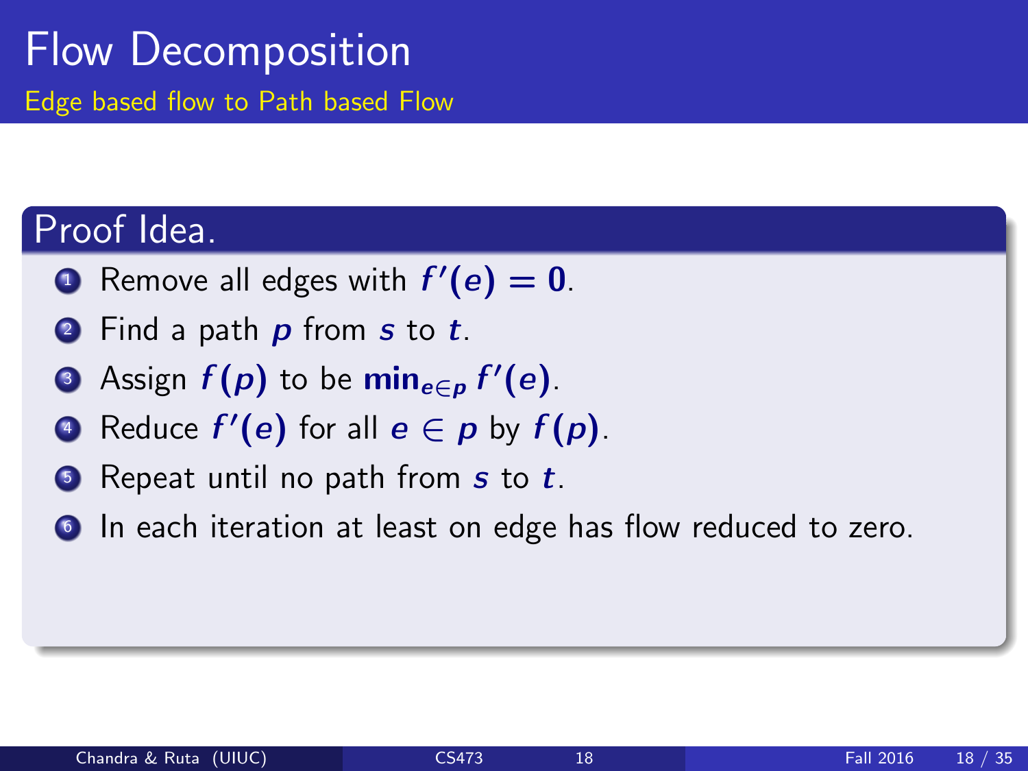# Flow Decomposition

## Edge based flow to Path based Flow

### Proof Idea.

1. Remove all edges with $f'(e) = 0$.
2. Find a path $p$ from $s$ to $t$.
3. Assign $f(p)$ to be $\min_{e \in p} f'(e)$.
4. Reduce $f'(e)$ for all $e \in p$ by $f(p)$.
5. Repeat until no path from $s$ to $t$.
6. In each iteration at least on edge has flow reduced to zero.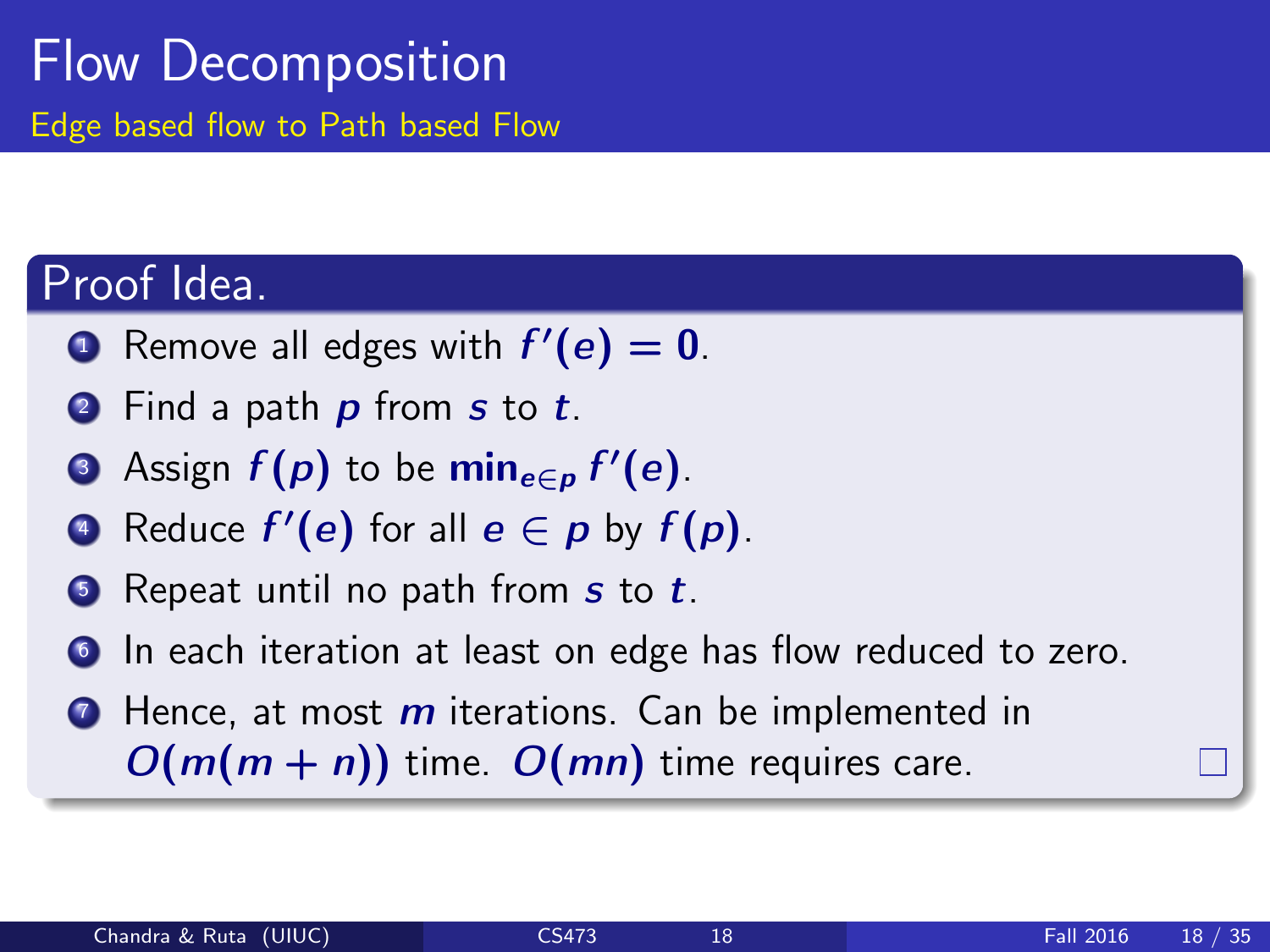# Flow Decomposition

## Edge based flow to Path based Flow

### Proof Idea.

1. Remove all edges with $f'(e) = 0$.
2. Find a path $p$ from $s$ to $t$.
3. Assign $f(p)$ to be $\min_{e \in p} f'(e)$.
4. Reduce $f'(e)$ for all $e \in p$ by $f(p)$.
5. Repeat until no path from $s$ to $t$.
6. In each iteration at least on edge has flow reduced to zero.
7. Hence, at most $m$ iterations. Can be implemented in $O(m(m+n))$ time. $O(mn)$ time requires care.

□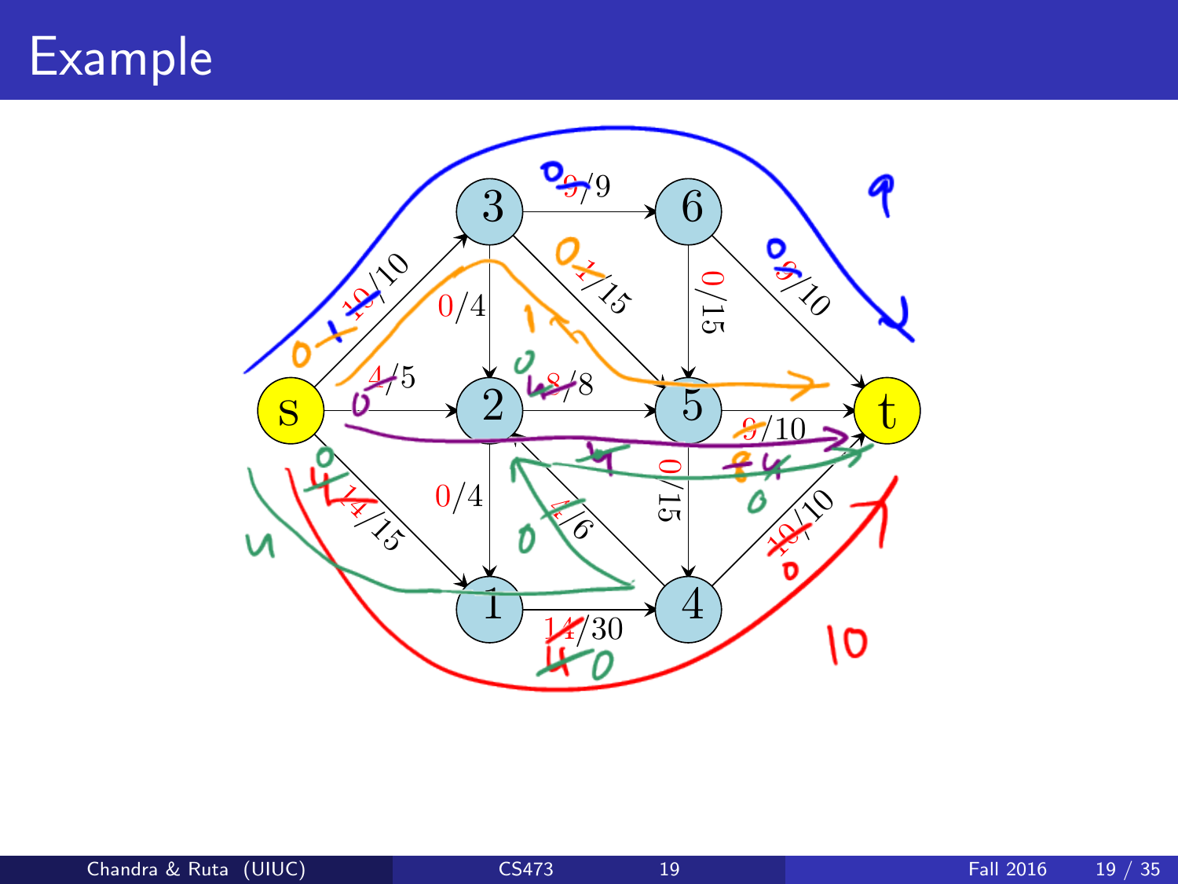# Example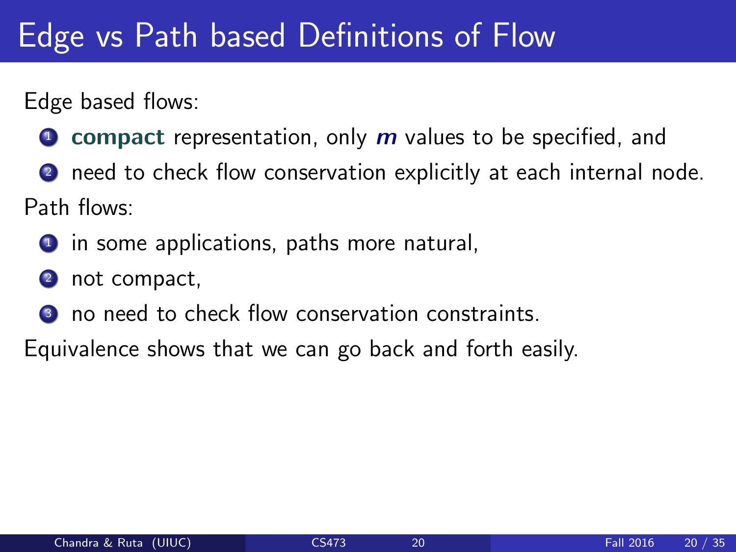# Edge vs Path based Definitions of Flow

Edge based flows:

1. **compact** representation, only $m$ values to be specified, and
2. need to check flow conservation explicitly at each internal node.

Path flows:

1. in some applications, paths more natural,
2. not compact,
3. no need to check flow conservation constraints.

Equivalence shows that we can go back and forth easily.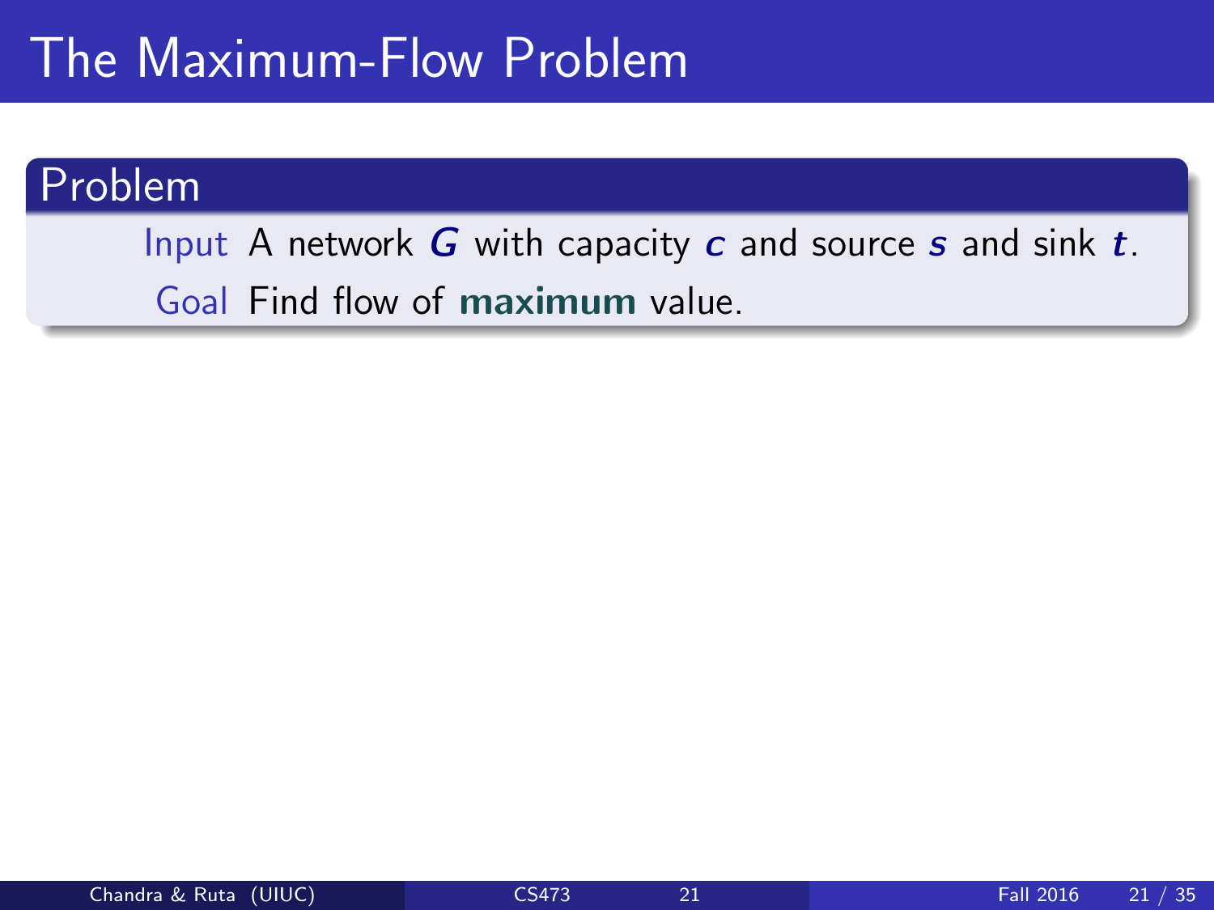# The Maximum-Flow Problem

## Problem

**Input** A network $G$ with capacity $c$ and source $s$ and sink $t$.

**Goal** Find flow of **maximum** value.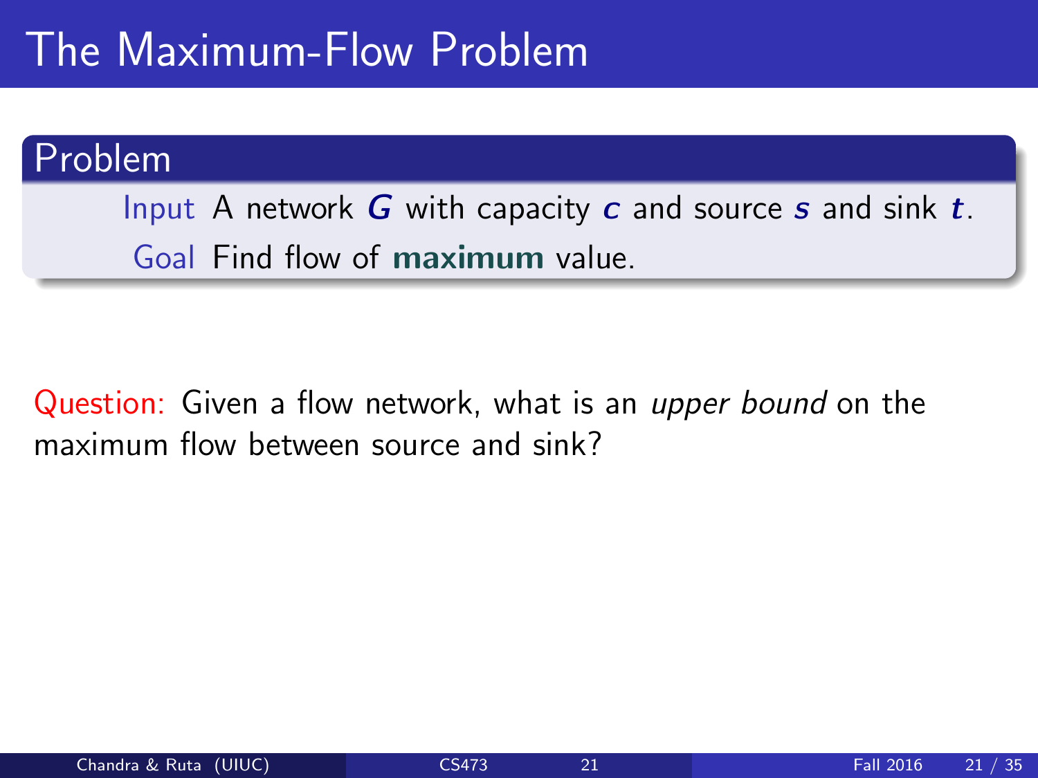# The Maximum-Flow Problem

**Problem**

Input: A network $G$ with capacity $c$ and source $s$ and sink $t$.

Goal: Find flow of **maximum** value.

Question: Given a flow network, what is an *upper bound* on the maximum flow between source and sink?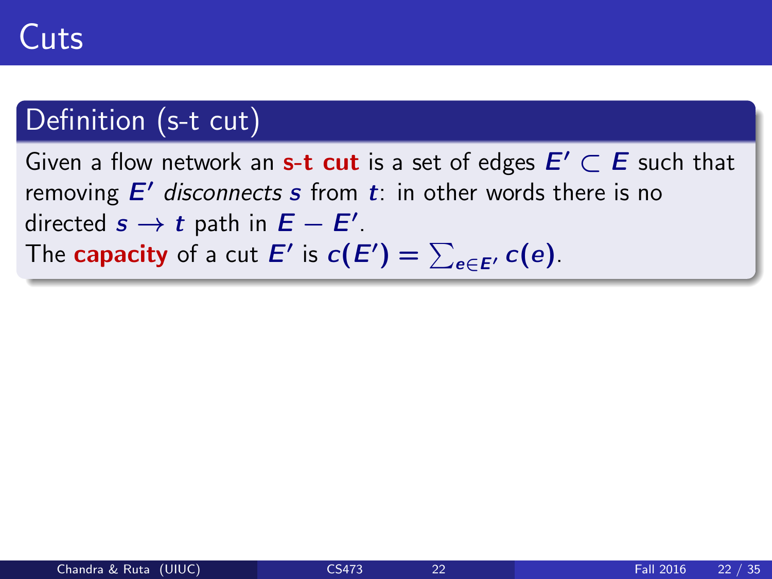# Cuts

## Definition (s-t cut)

Given a flow network an **s-t cut** is a set of edges $E' \subset E$ such that removing $E'$ *disconnects* $s$ from $t$: in other words there is no directed $s \rightarrow t$ path in $E - E'$.

The **capacity** of a cut $E'$ is $c(E') = \sum_{e \in E'} c(e)$.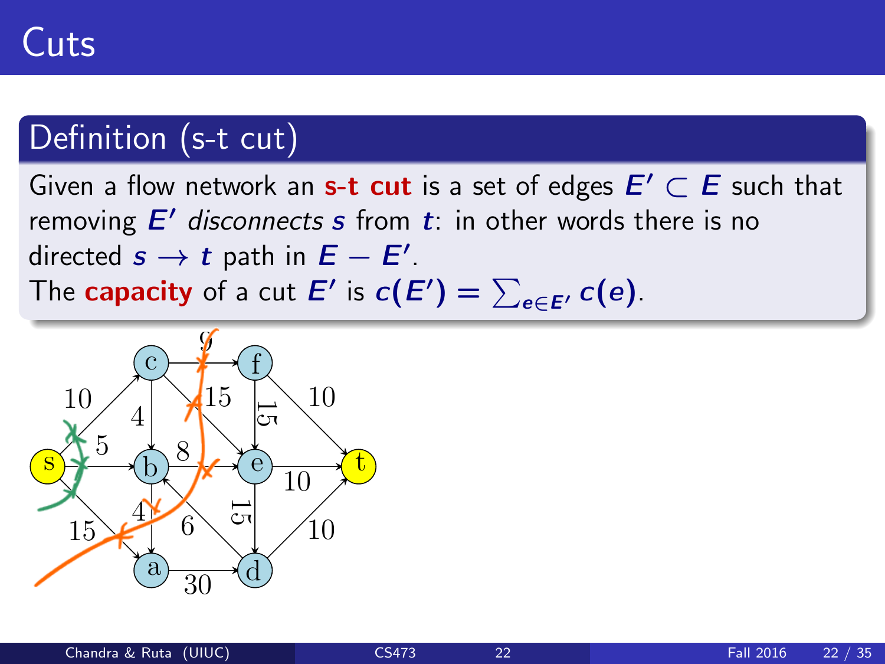# Cuts

## Definition (s-t cut)

Given a flow network an **s-t cut** is a set of edges $E' \subset E$ such that removing $E'$ *disconnects* $s$ from $t$: in other words there is no directed $s \to t$ path in $E - E'$.

The **capacity** of a cut $E'$ is $c(E') = \sum_{e \in E'} c(e)$.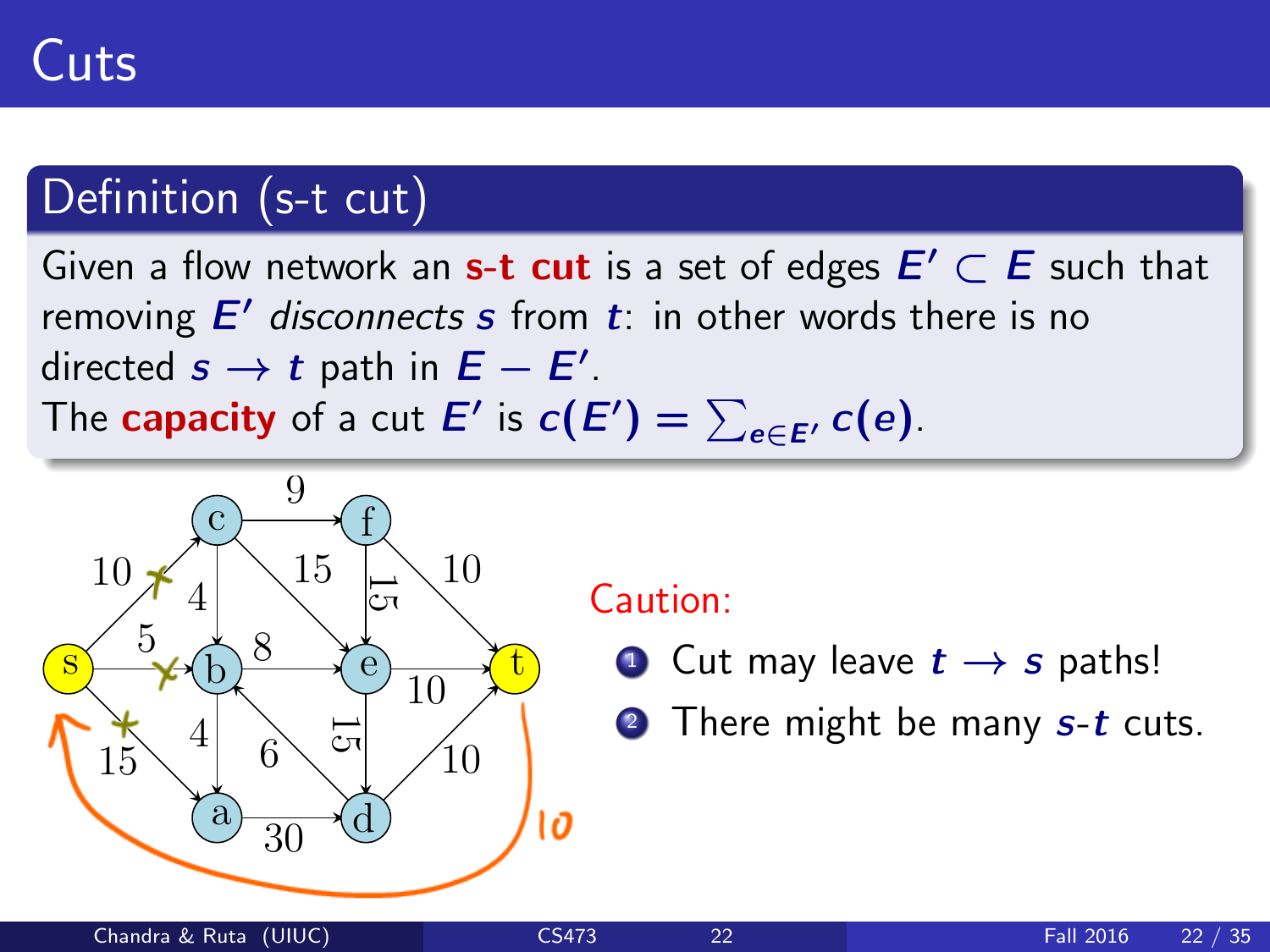# Cuts

## Definition (s-t cut)

Given a flow network an **s-t cut** is a set of edges $E' \subset E$ such that removing $E'$ *disconnects* $s$ from $t$: in other words there is no directed $s \to t$ path in $E - E'$.

The **capacity** of a cut $E'$ is $c(E') = \sum_{e \in E'} c(e)$.

Caution:

1. Cut may leave $t \to s$ paths!
2. There might be many $s$-$t$ cuts.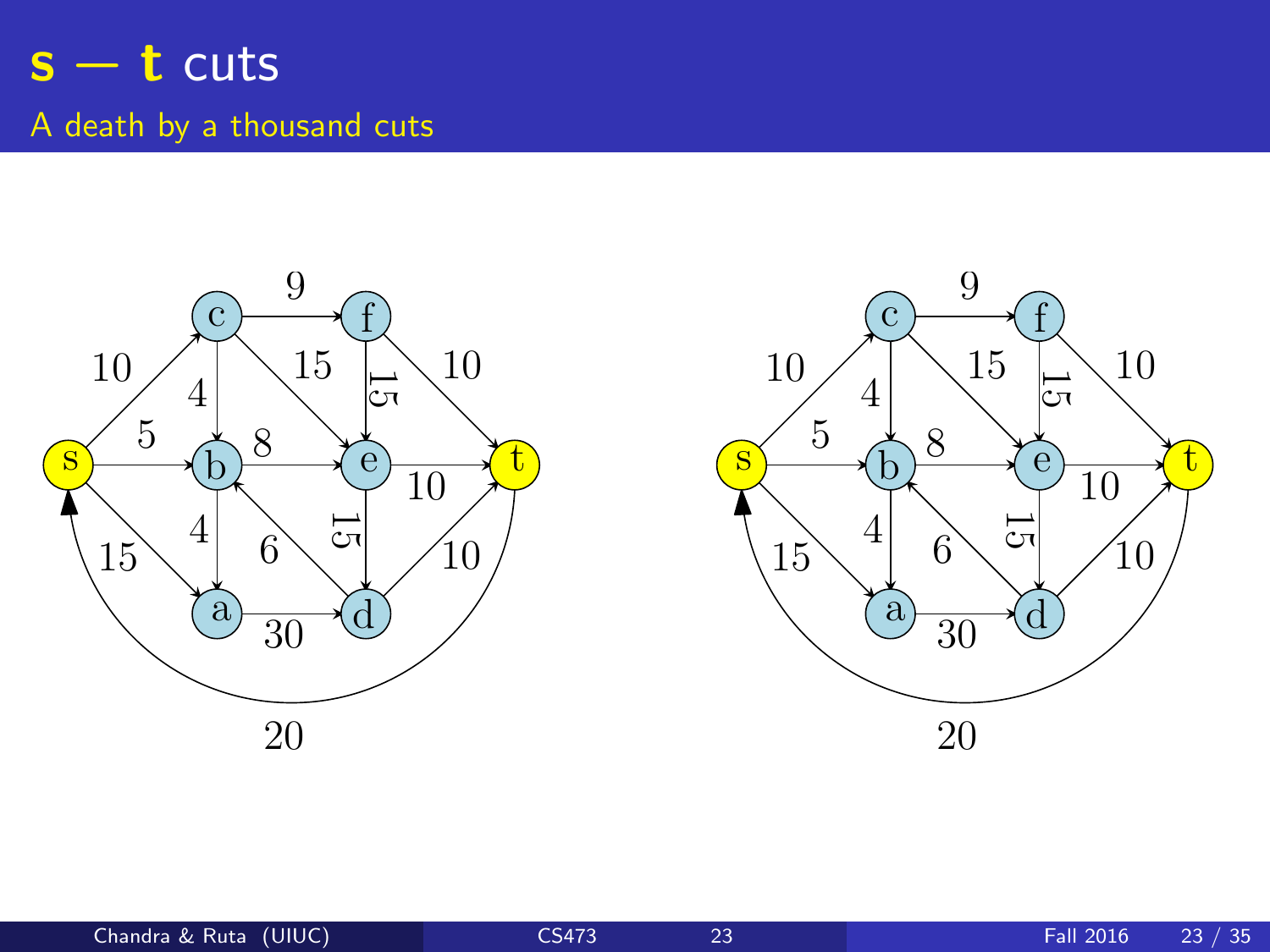# s — t cuts

## A death by a thousand cuts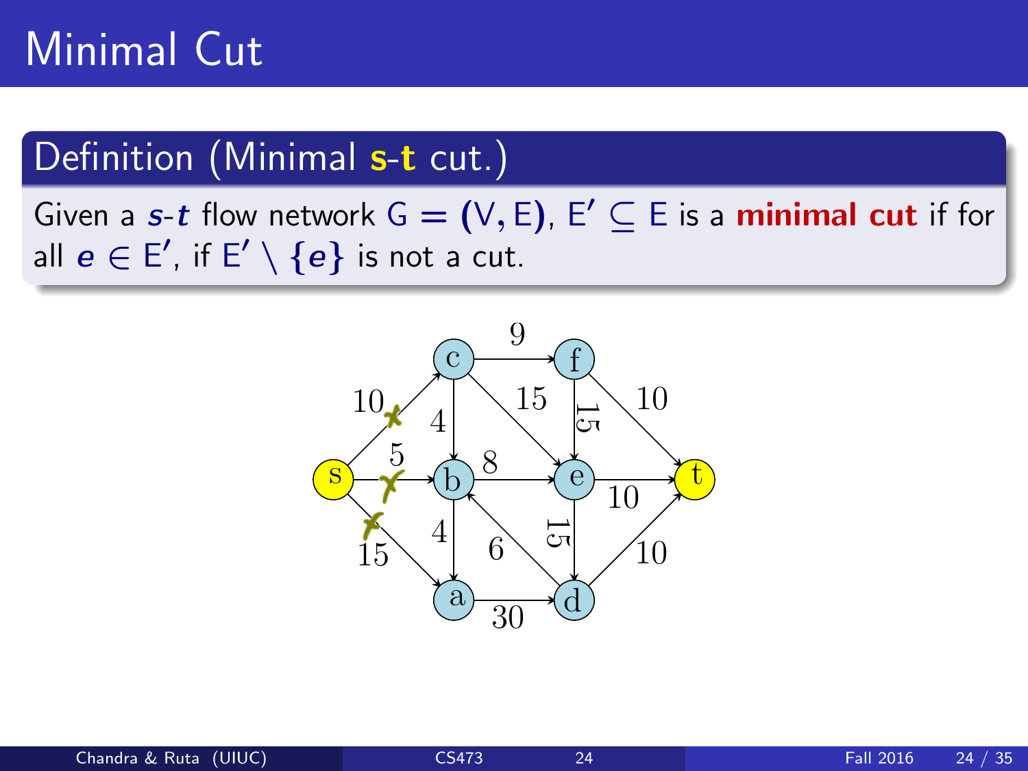# Minimal Cut

## Definition (Minimal s-t cut.)

Given a ***s***-***t*** flow network $G = (V, E)$, $E' \subseteq E$ is a **minimal cut** if for all $e \in E'$, if $E' \setminus \{e\}$ is not a cut.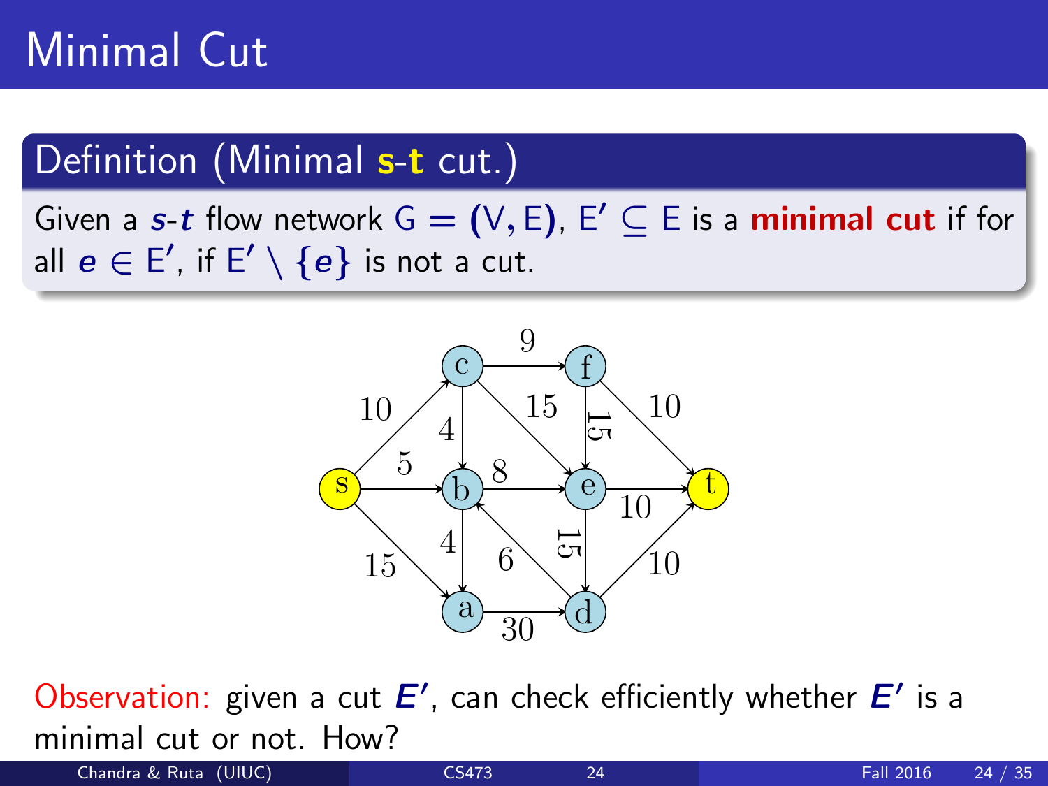# Minimal Cut

**Definition (Minimal s-t cut.)**

Given a $s$-$t$ flow network $G = (V, E)$, $E' \subseteq E$ is a **minimal cut** if for all $e \in E'$, if $E' \setminus \{e\}$ is not a cut.

Observation: given a cut $E'$, can check efficiently whether $E'$ is a minimal cut or not. How?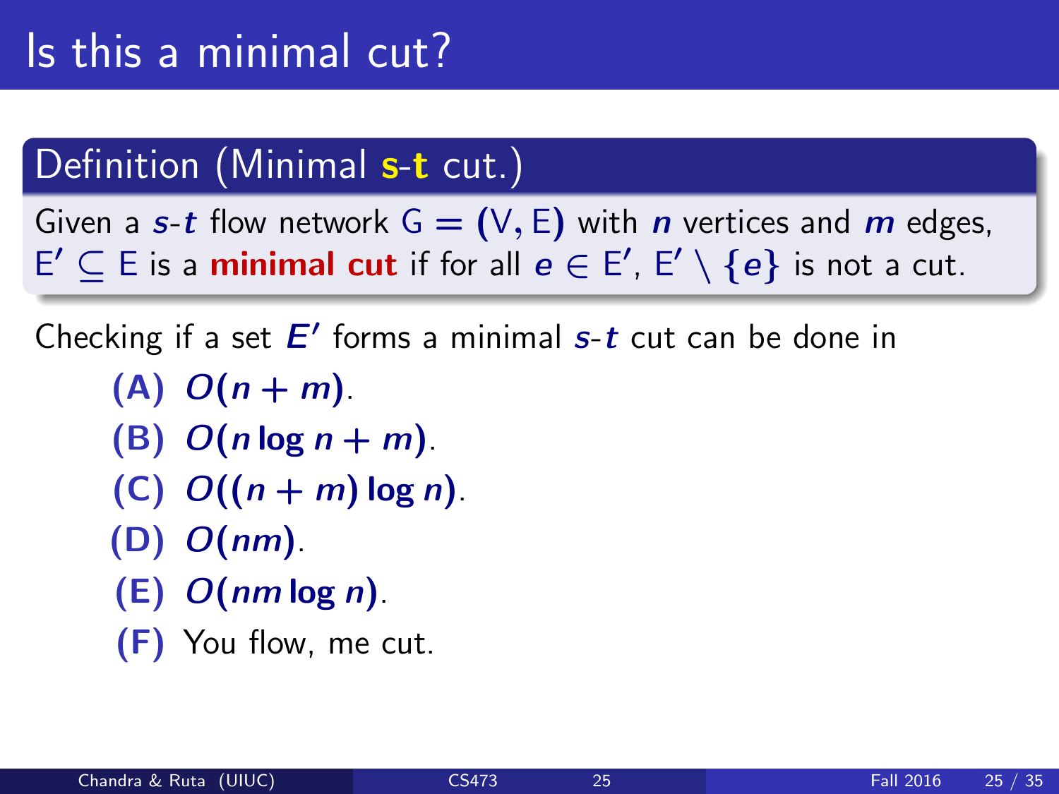# Is this a minimal cut?

**Definition (Minimal s-t cut.)**

Given a $s$-$t$ flow network $G = (V, E)$ with $n$ vertices and $m$ edges, $E' \subseteq E$ is a **minimal cut** if for all $e \in E'$, $E' \setminus \{e\}$ is not a cut.

Checking if a set $E'$ forms a minimal $s$-$t$ cut can be done in

- **(A)** $O(n + m)$.
- **(B)** $O(n \log n + m)$.
- **(C)** $O((n + m) \log n)$.
- **(D)** $O(nm)$.
- **(E)** $O(nm \log n)$.
- **(F)** You flow, me cut.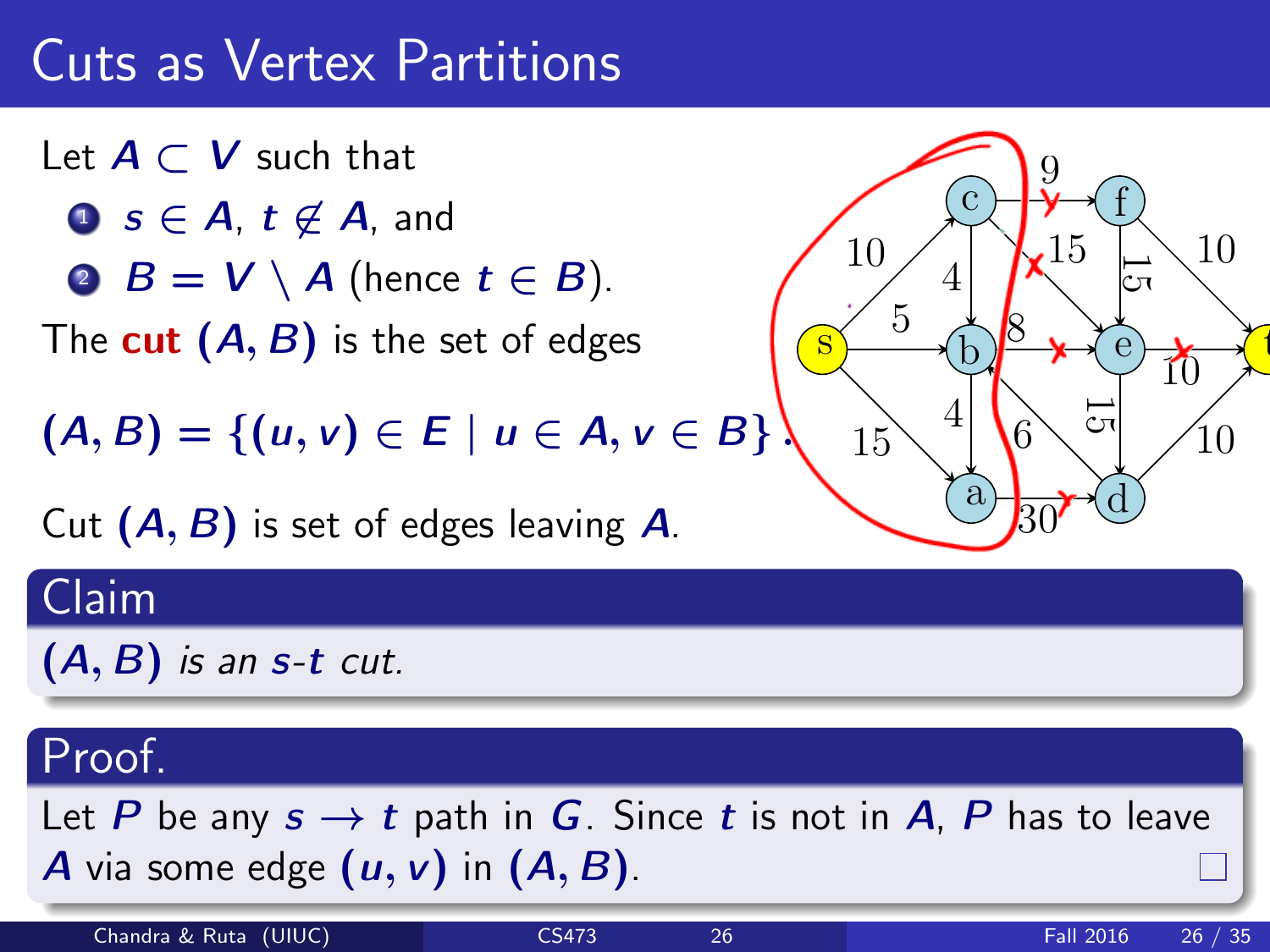# Cuts as Vertex Partitions

Let $A \subset V$ such that

1. $s \in A$, $t \notin A$, and
2. $B = V \setminus A$ (hence $t \in B$).

The **cut** $(A, B)$ is the set of edges

$$(A, B) = \{(u, v) \in E \mid u \in A, v \in B\}.$$

Cut $(A, B)$ is set of edges leaving $A$.

## Claim

$(A, B)$ *is an* $s$-$t$ *cut.*

## Proof.

Let $P$ be any $s \to t$ path in $G$. Since $t$ is not in $A$, $P$ has to leave $A$ via some edge $(u, v)$ in $(A, B)$. □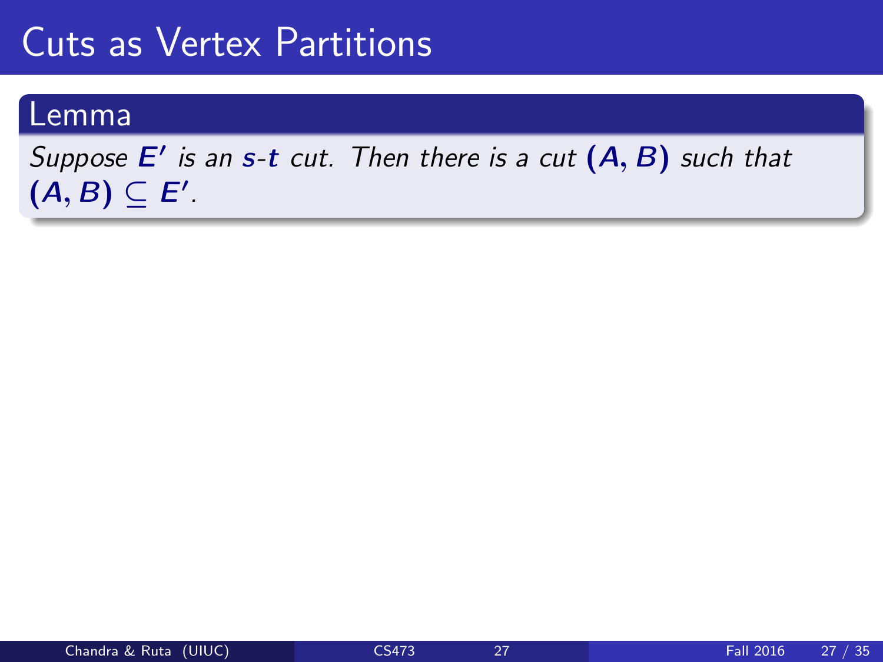# Cuts as Vertex Partitions

## Lemma

*Suppose $E'$ is an $s$-$t$ cut. Then there is a cut $(A, B)$ such that $(A, B) \subseteq E'$.*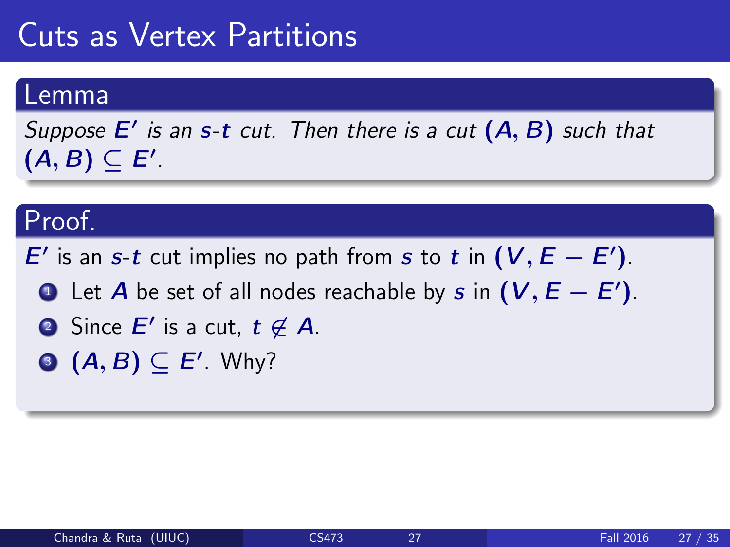# Cuts as Vertex Partitions

## Lemma

*Suppose $E'$ is an $s$-$t$ cut. Then there is a cut $(A, B)$ such that $(A, B) \subseteq E'$.*

## Proof.

$E'$ is an $s$-$t$ cut implies no path from $s$ to $t$ in $(V, E - E')$.

1. Let $A$ be set of all nodes reachable by $s$ in $(V, E - E')$.
2. Since $E'$ is a cut, $t \not\in A$.
3. $(A, B) \subseteq E'$. Why?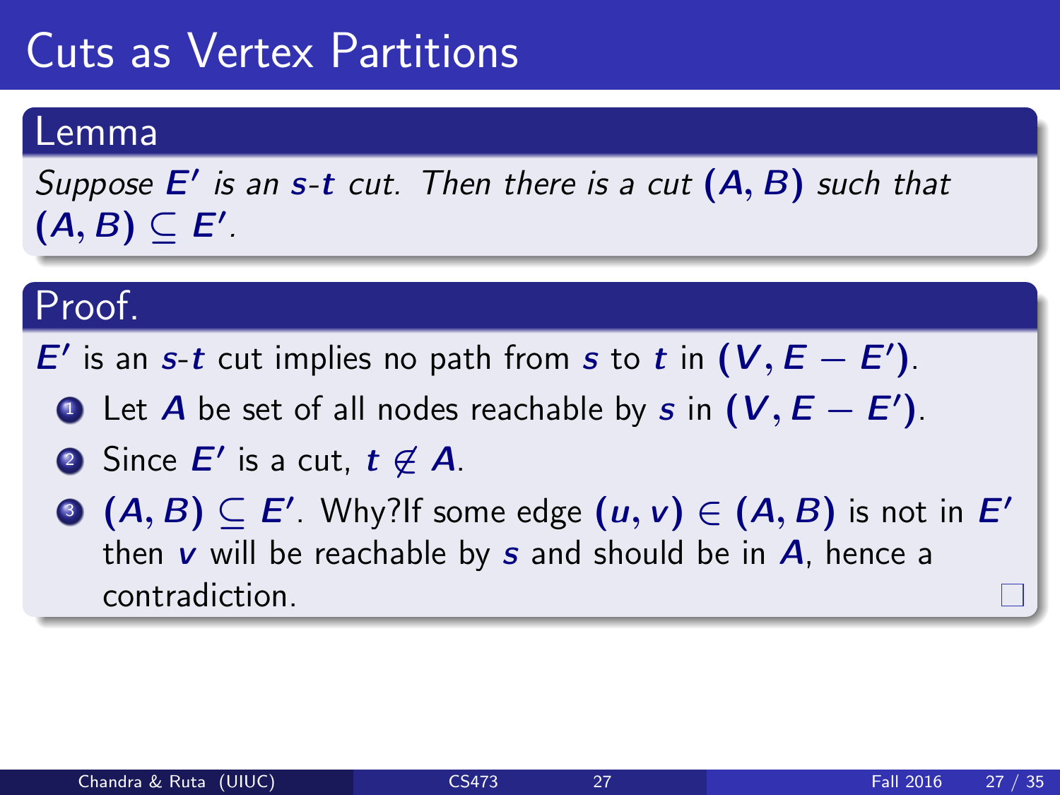# Cuts as Vertex Partitions

## Lemma

*Suppose $E'$ is an $s$-$t$ cut. Then there is a cut $(A, B)$ such that $(A, B) \subseteq E'$.*

## Proof.

$E'$ is an $s$-$t$ cut implies no path from $s$ to $t$ in $(V, E - E')$.

1. Let $A$ be set of all nodes reachable by $s$ in $(V, E - E')$.
2. Since $E'$ is a cut, $t \notin A$.
3. $(A, B) \subseteq E'$. Why?If some edge $(u, v) \in (A, B)$ is not in $E'$ then $v$ will be reachable by $s$ and should be in $A$, hence a contradiction. □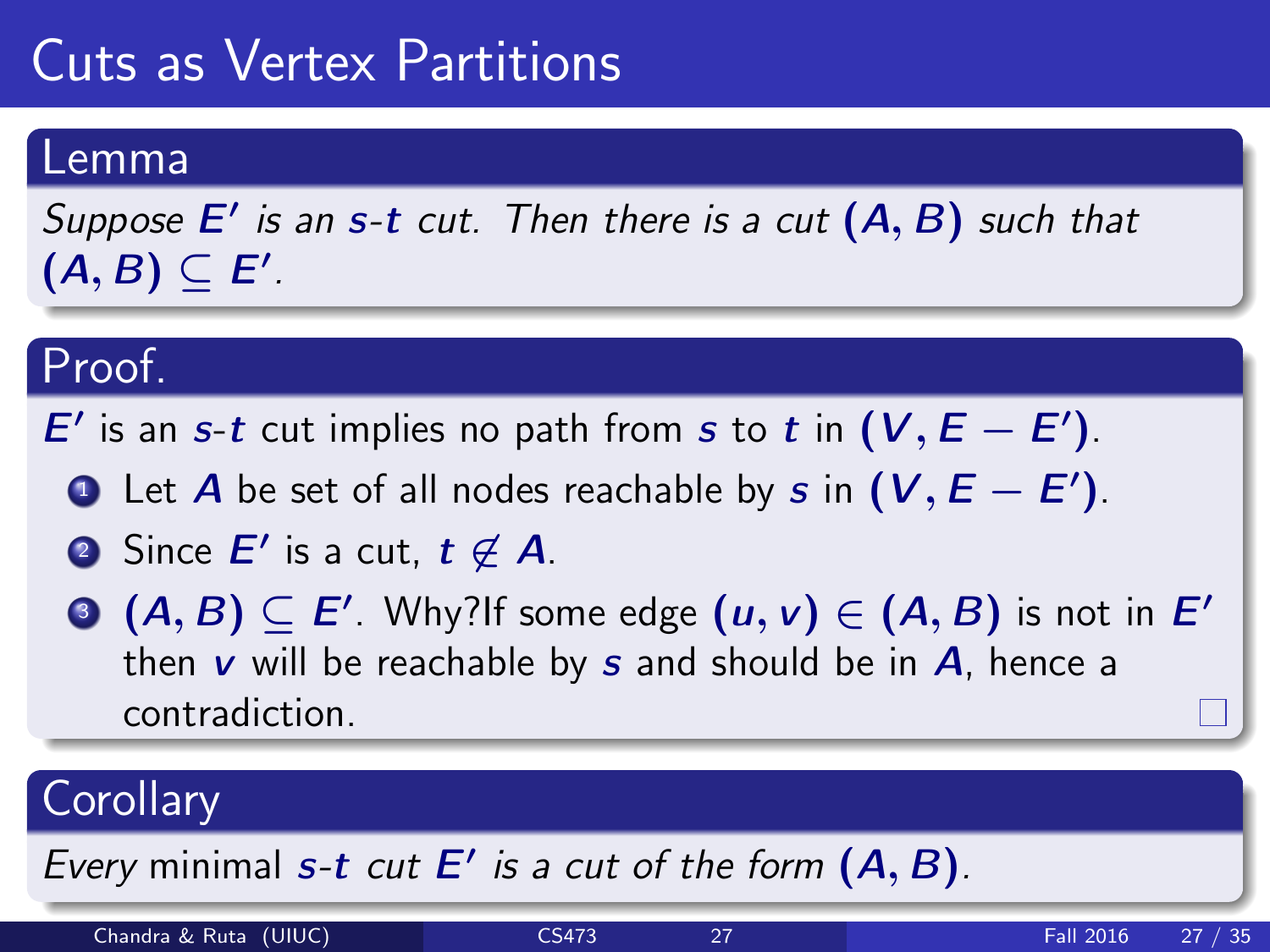# Cuts as Vertex Partitions

## Lemma

*Suppose $E'$ is an $s$-$t$ cut. Then there is a cut $(A, B)$ such that $(A, B) \subseteq E'$.*

## Proof.

$E'$ is an $s$-$t$ cut implies no path from $s$ to $t$ in $(V, E - E')$.

1. Let $A$ be set of all nodes reachable by $s$ in $(V, E - E')$.
2. Since $E'$ is a cut, $t \not\in A$.
3. $(A, B) \subseteq E'$. Why?If some edge $(u, v) \in (A, B)$ is not in $E'$ then $v$ will be reachable by $s$ and should be in $A$, hence a contradiction.

□

## Corollary

*Every* minimal *$s$-$t$ cut $E'$ is a cut of the form $(A, B)$.*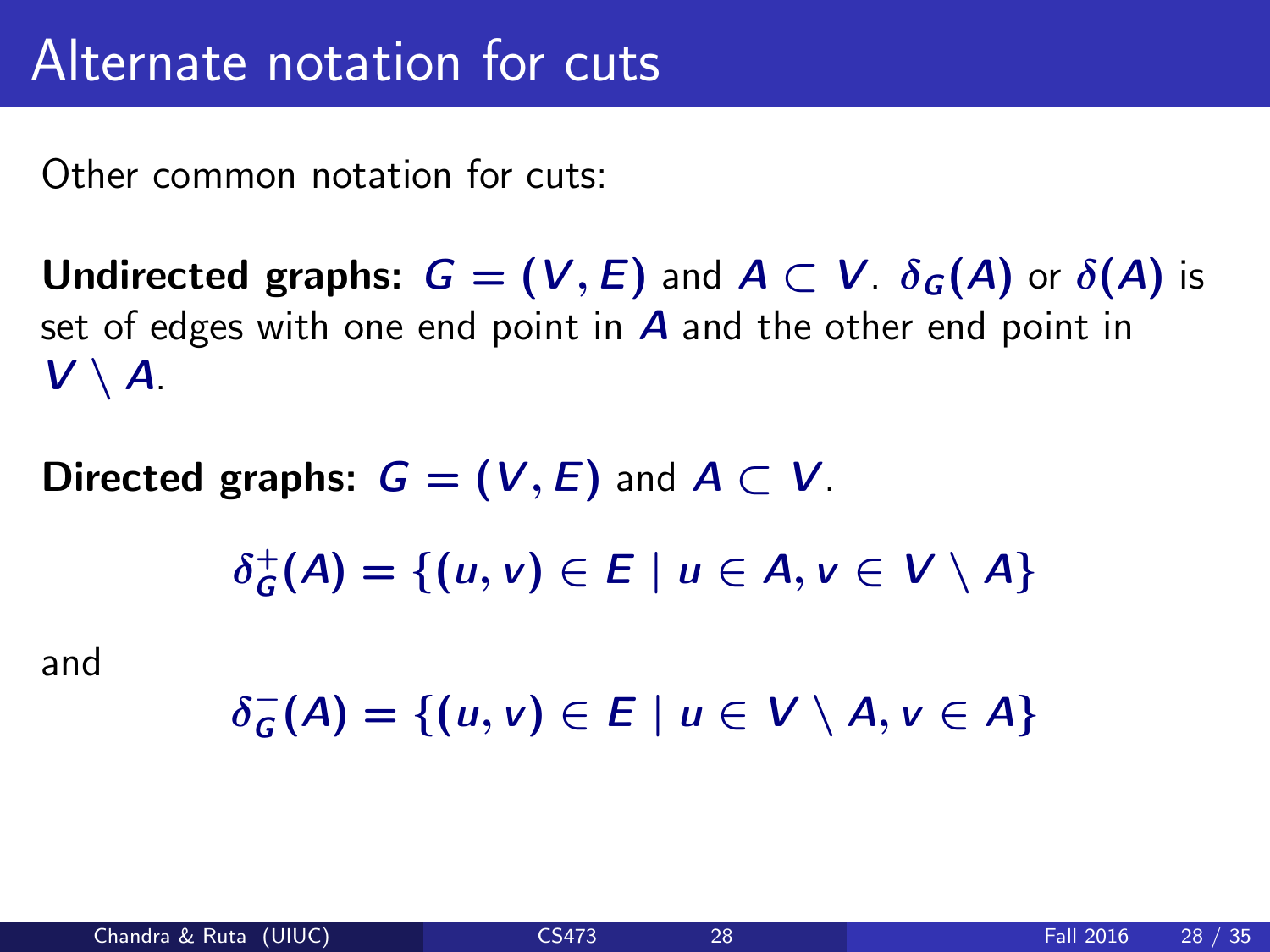# Alternate notation for cuts

Other common notation for cuts:

**Undirected graphs:** $G = (V, E)$ and $A \subset V$. $\delta_G(A)$ or $\delta(A)$ is set of edges with one end point in $A$ and the other end point in $V \setminus A$.

**Directed graphs:** $G = (V, E)$ and $A \subset V$.

$$\delta_G^+(A) = \{(u, v) \in E \mid u \in A, v \in V \setminus A\}$$

and

$$\delta_G^-(A) = \{(u, v) \in E \mid u \in V \setminus A, v \in A\}$$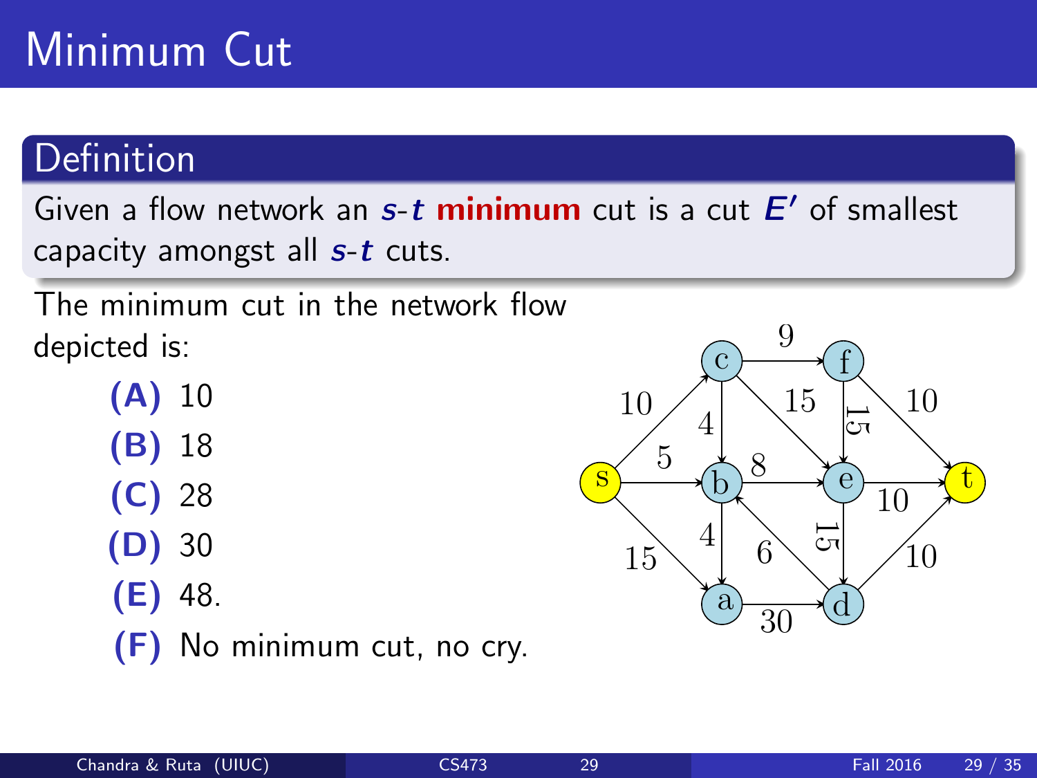# Minimum Cut

## Definition

Given a flow network an $s$-$t$ **minimum** cut is a cut $E'$ of smallest capacity amongst all $s$-$t$ cuts.

The minimum cut in the network flow depicted is:

**(A)** 10

**(B)** 18

**(C)** 28

**(D)** 30

**(E)** 48.

**(F)** No minimum cut, no cry.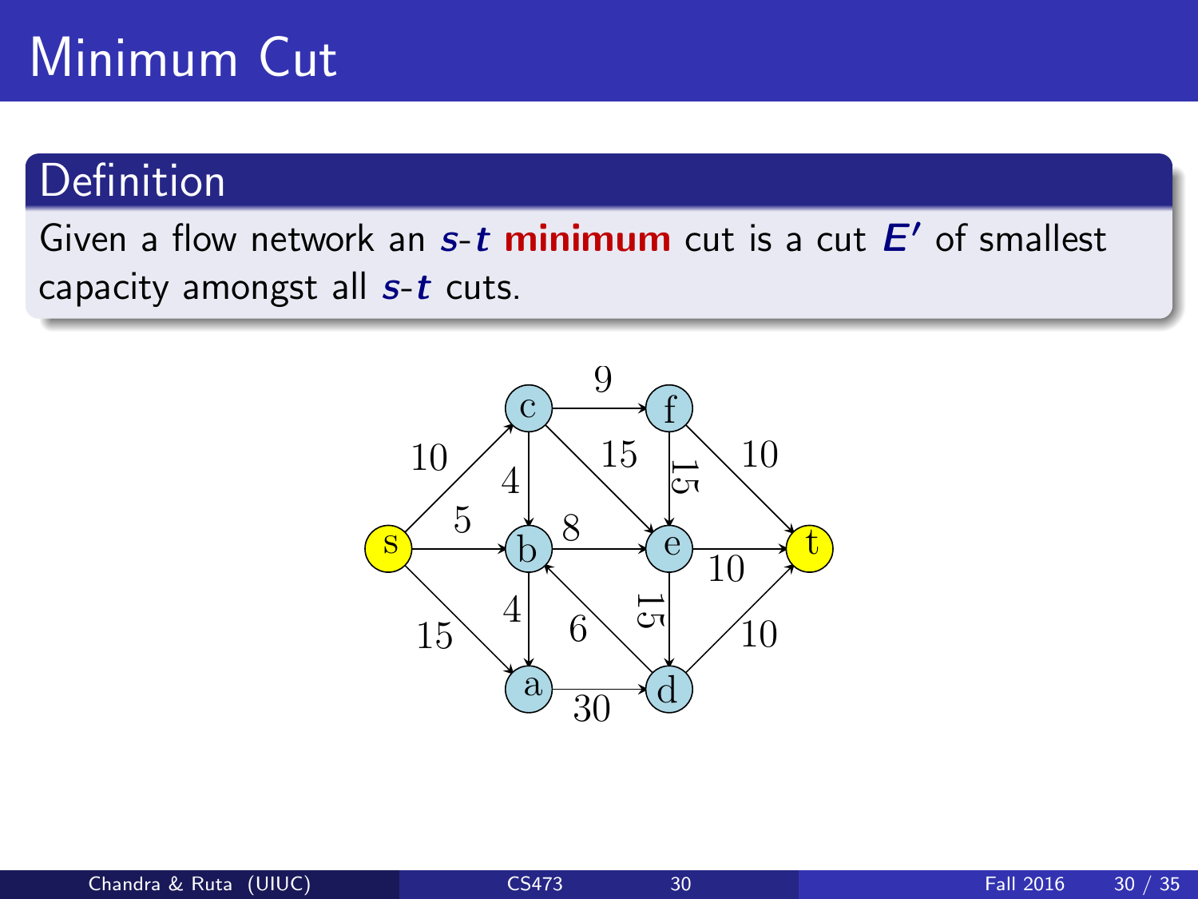# Minimum Cut

## Definition

Given a flow network an $s$-$t$ **minimum** cut is a cut $E'$ of smallest capacity amongst all $s$-$t$ cuts.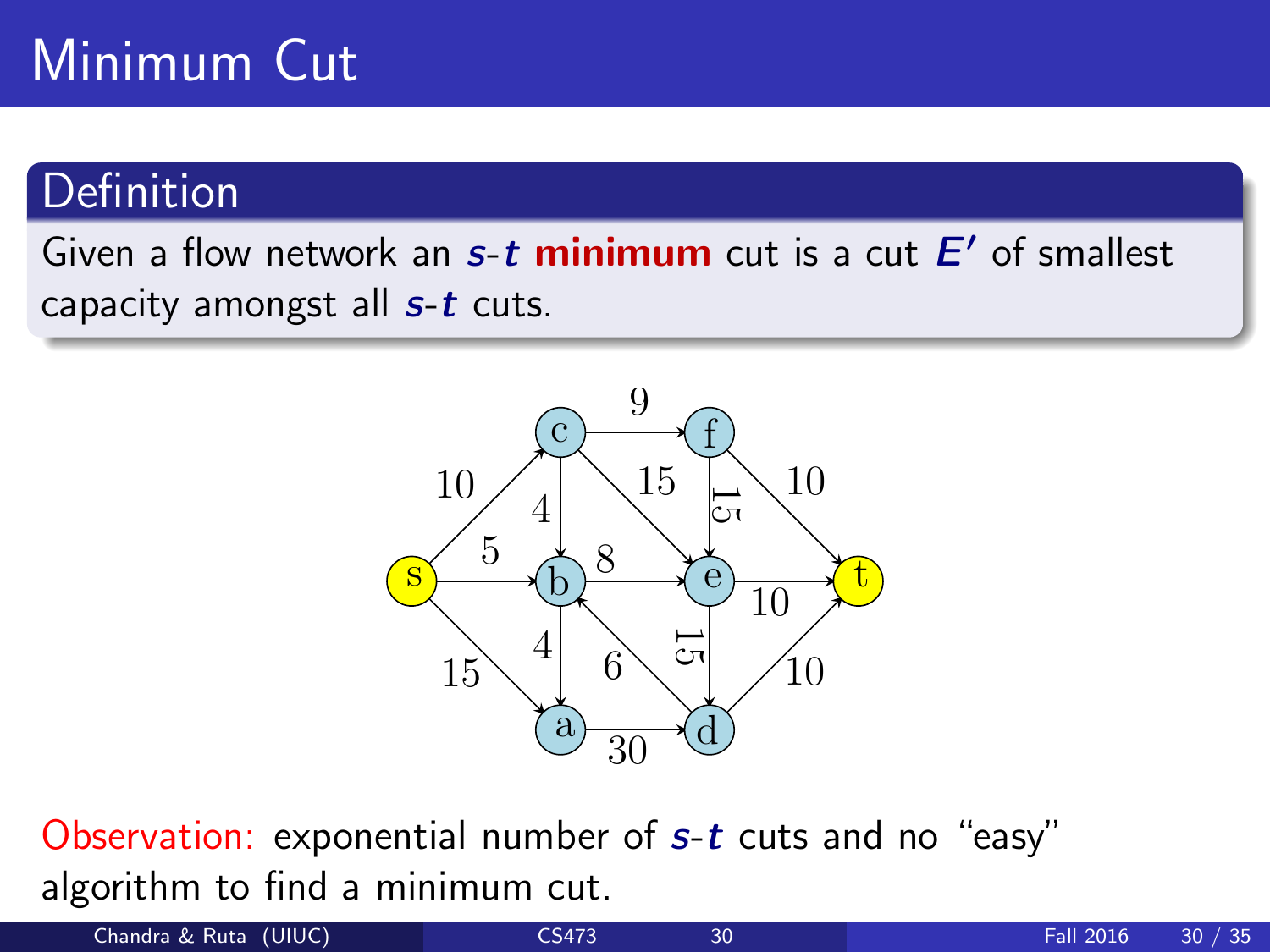# Minimum Cut

## Definition

Given a flow network an $s$-$t$ **minimum** cut is a cut $E'$ of smallest capacity amongst all $s$-$t$ cuts.

Observation: exponential number of $s$-$t$ cuts and no "easy" algorithm to find a minimum cut.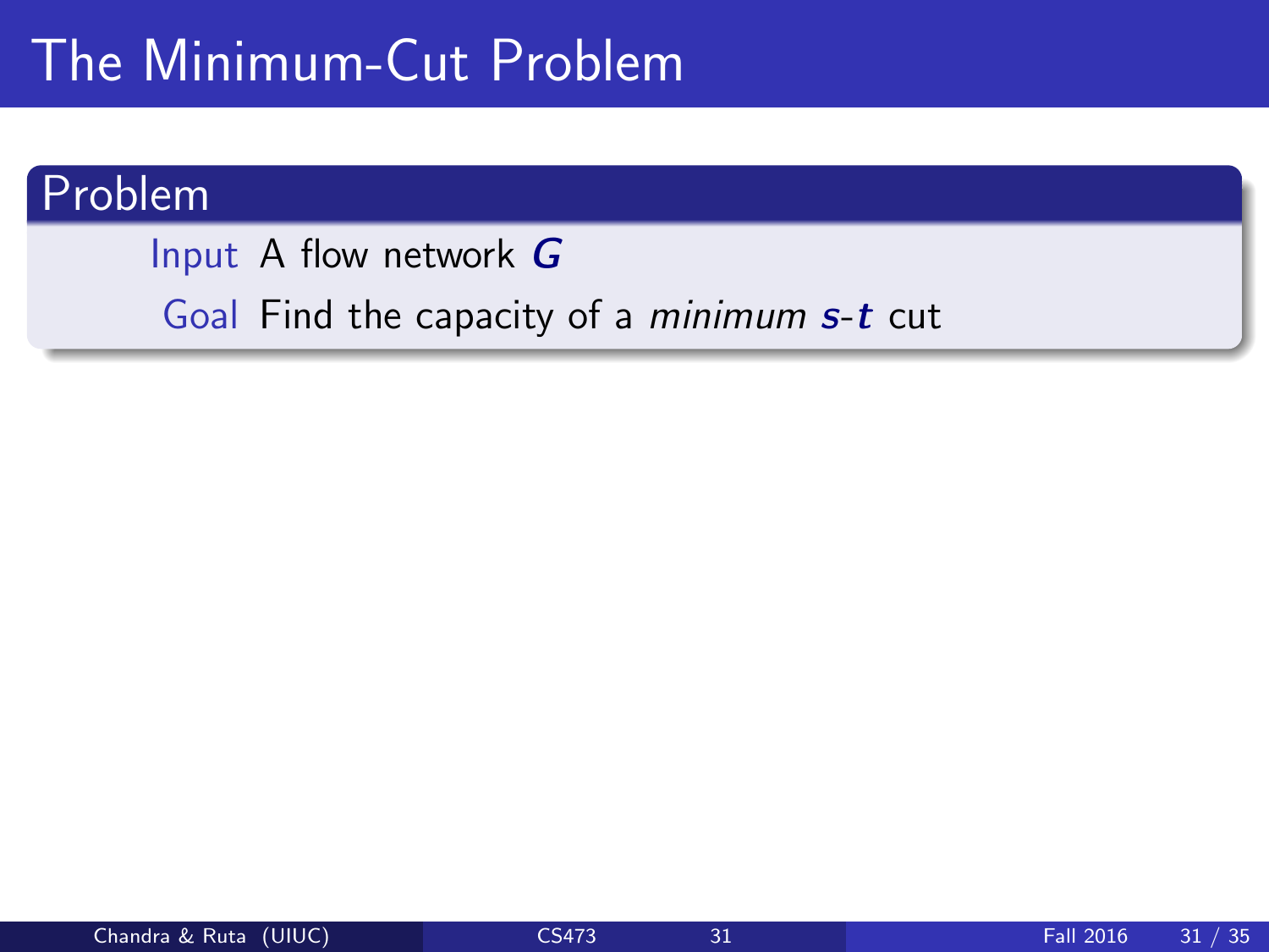# The Minimum-Cut Problem

## Problem

**Input** A flow network $G$

**Goal** Find the capacity of a *minimum* $s$-$t$ cut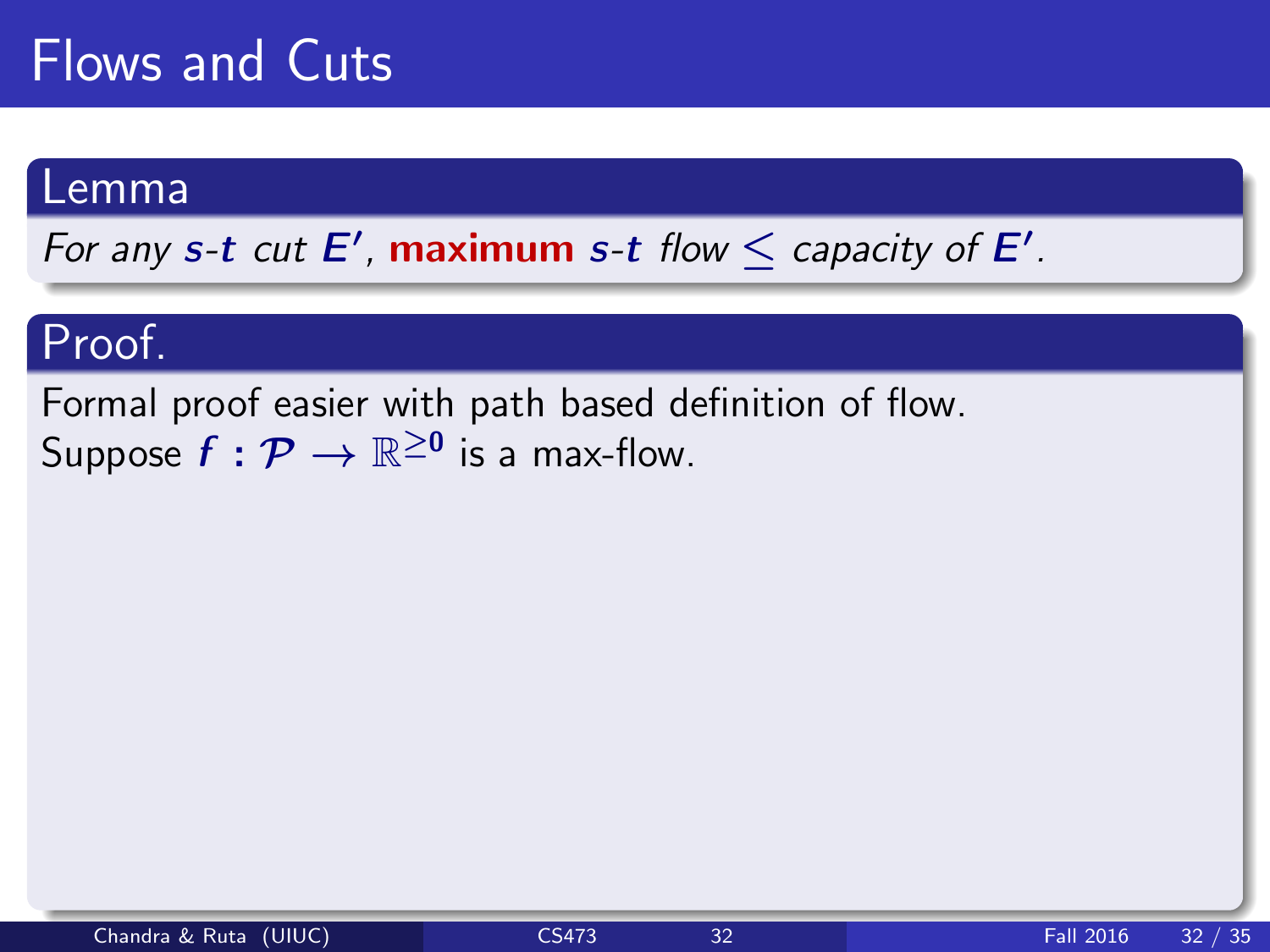# Flows and Cuts

## Lemma

*For any $s$-$t$ cut $E'$,* **maximum** *$s$-$t$ flow $\leq$ capacity of $E'$.*

## Proof.

Formal proof easier with path based definition of flow.
Suppose $f : \mathcal{P} \rightarrow \mathbb{R}^{\geq 0}$ is a max-flow.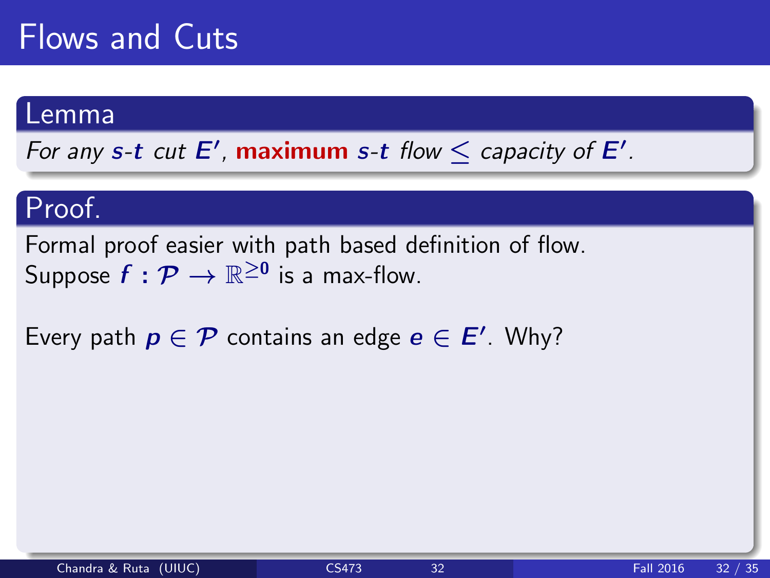# Flows and Cuts

## Lemma

*For any $s$-$t$ cut $E'$,* **maximum** *$s$-$t$ flow $\leq$ capacity of $E'$.*

## Proof.

Formal proof easier with path based definition of flow.
Suppose $f : \mathcal{P} \rightarrow \mathbb{R}^{\geq 0}$ is a max-flow.

Every path $p \in \mathcal{P}$ contains an edge $e \in E'$. Why?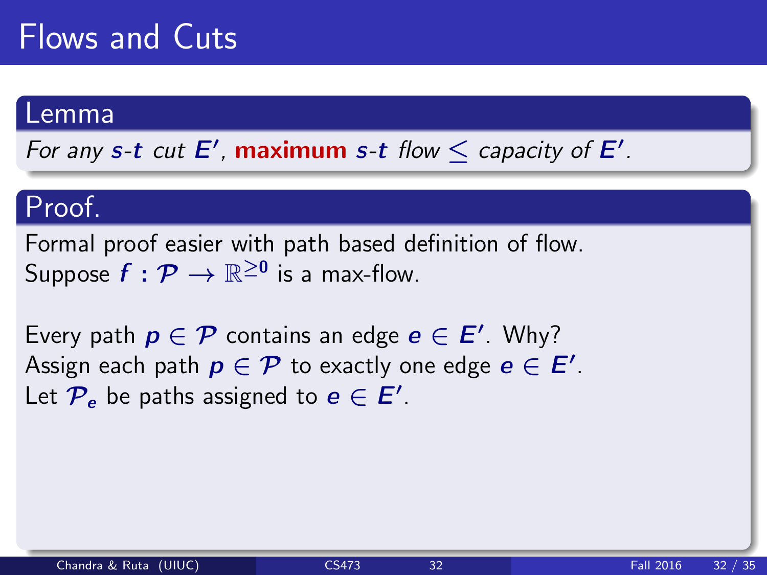# Flows and Cuts

## Lemma

*For any $s$-$t$ cut $E'$, **maximum** $s$-$t$ flow $\leq$ capacity of $E'$.*

## Proof.

Formal proof easier with path based definition of flow.
Suppose $f : \mathcal{P} \rightarrow \mathbb{R}^{\geq 0}$ is a max-flow.

Every path $p \in \mathcal{P}$ contains an edge $e \in E'$. Why?
Assign each path $p \in \mathcal{P}$ to exactly one edge $e \in E'$.
Let $\mathcal{P}_e$ be paths assigned to $e \in E'$.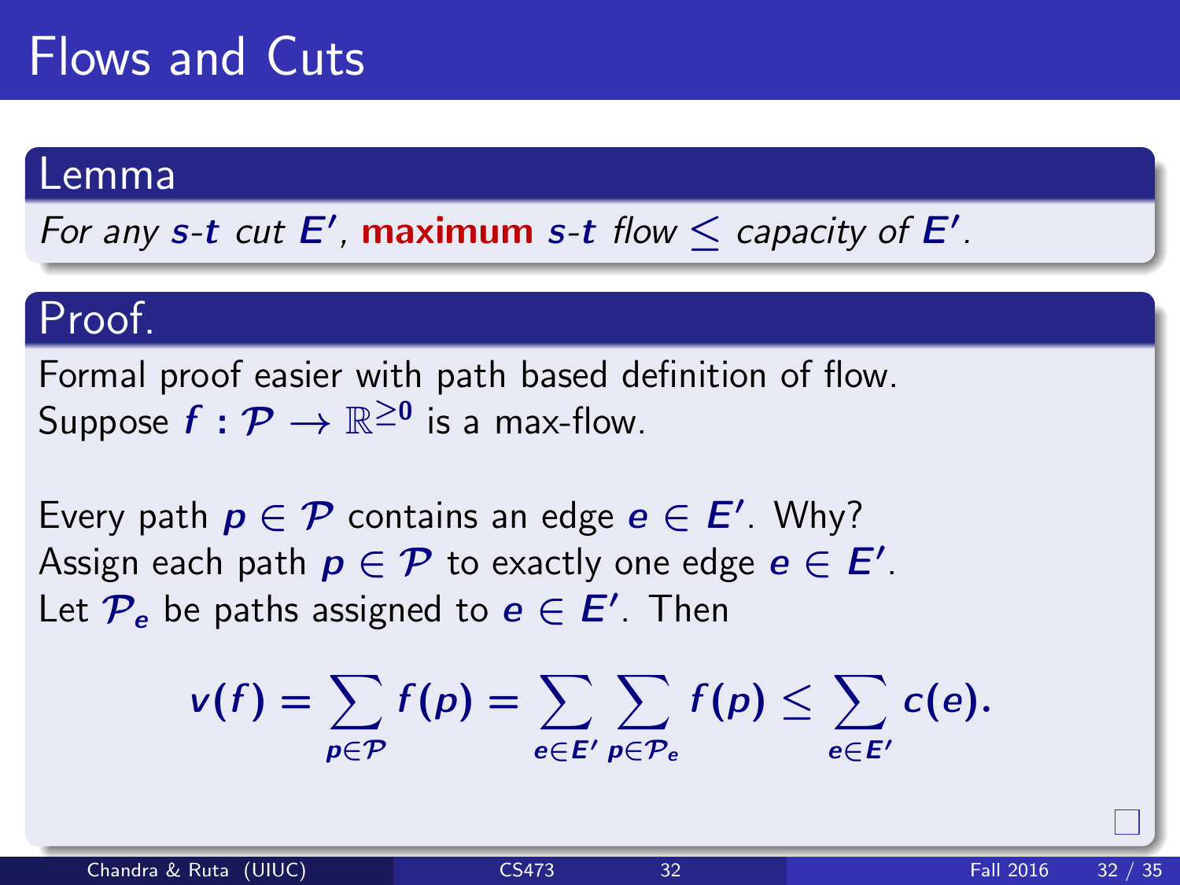# Flows and Cuts

## Lemma

*For any $s$-$t$ cut $E'$,* **maximum** *$s$-$t$ flow $\leq$ capacity of $E'$.*

## Proof.

Formal proof easier with path based definition of flow.
Suppose $f : \mathcal{P} \rightarrow \mathbb{R}^{\geq 0}$ is a max-flow.

Every path $p \in \mathcal{P}$ contains an edge $e \in E'$. Why?
Assign each path $p \in \mathcal{P}$ to exactly one edge $e \in E'$.
Let $\mathcal{P}_e$ be paths assigned to $e \in E'$. Then

$$v(f) = \sum_{p \in \mathcal{P}} f(p) = \sum_{e \in E'} \sum_{p \in \mathcal{P}_e} f(p) \leq \sum_{e \in E'} c(e).$$

□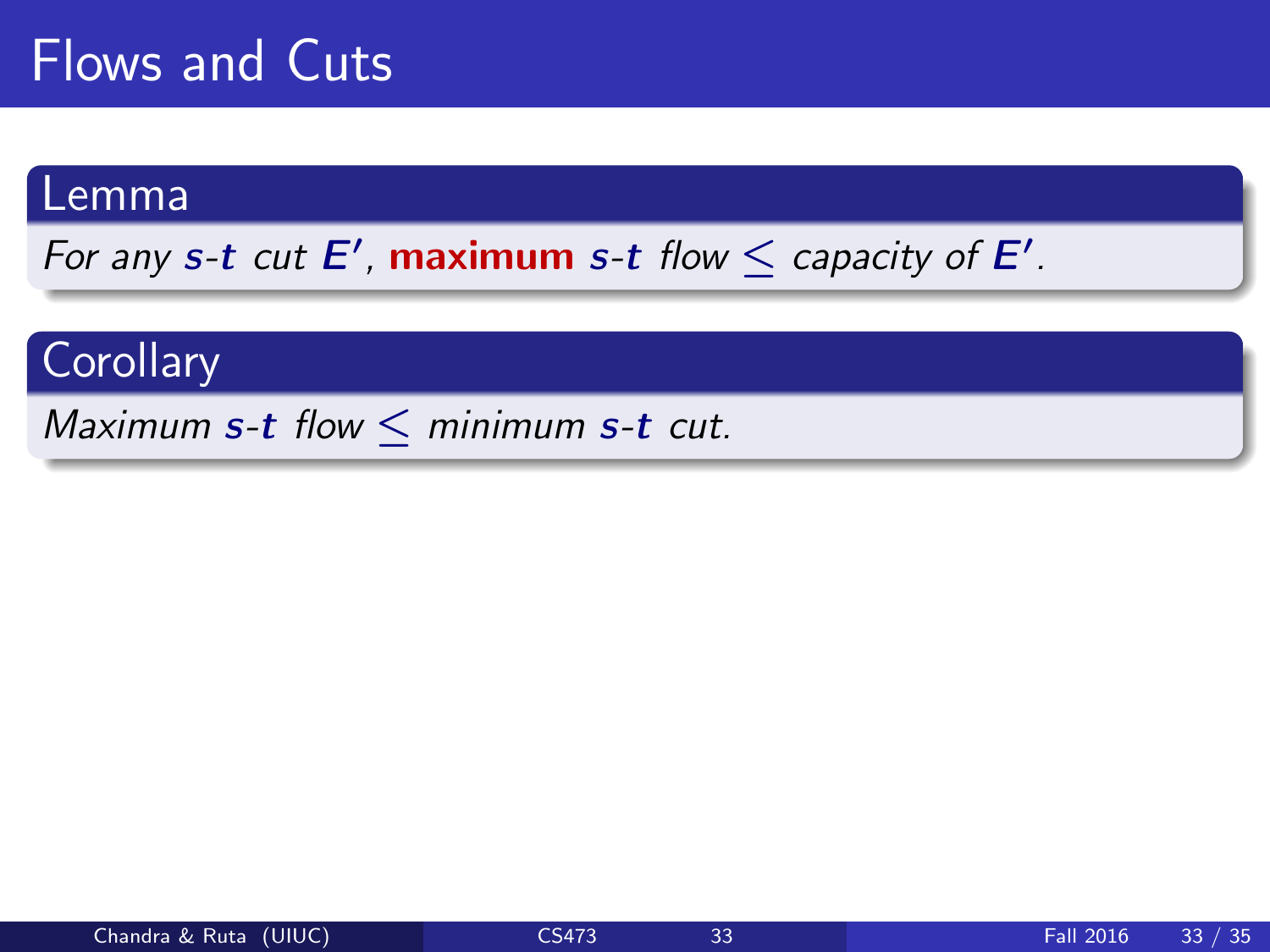# Flows and Cuts

**Lemma**

*For any $s$-$t$ cut $E'$,* **maximum** *$s$-$t$ flow $\leq$ capacity of $E'$.*

**Corollary**

*Maximum $s$-$t$ flow $\leq$ minimum $s$-$t$ cut.*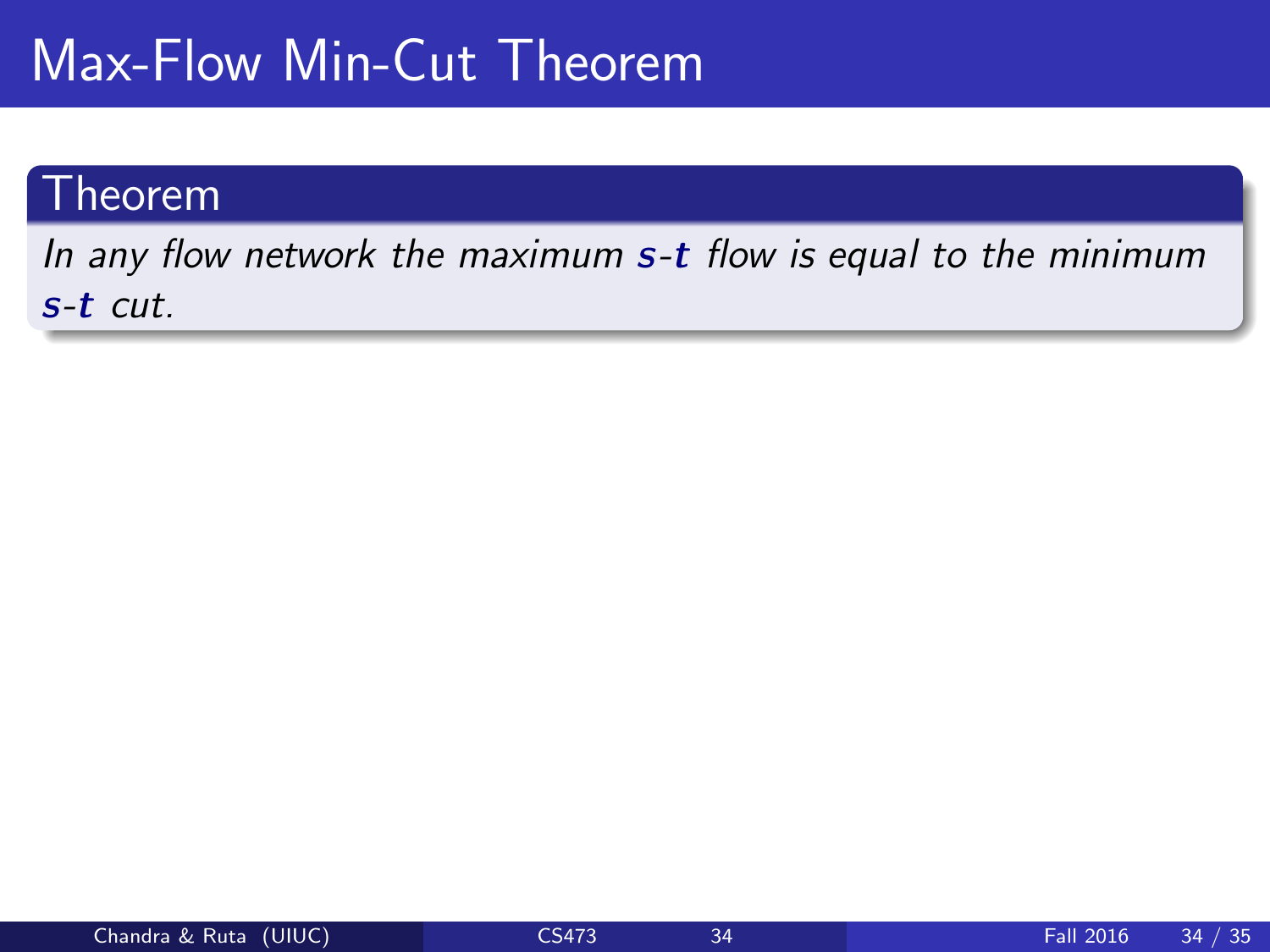# Max-Flow Min-Cut Theorem

**Theorem**

*In any flow network the maximum $s$-$t$ flow is equal to the minimum $s$-$t$ cut.*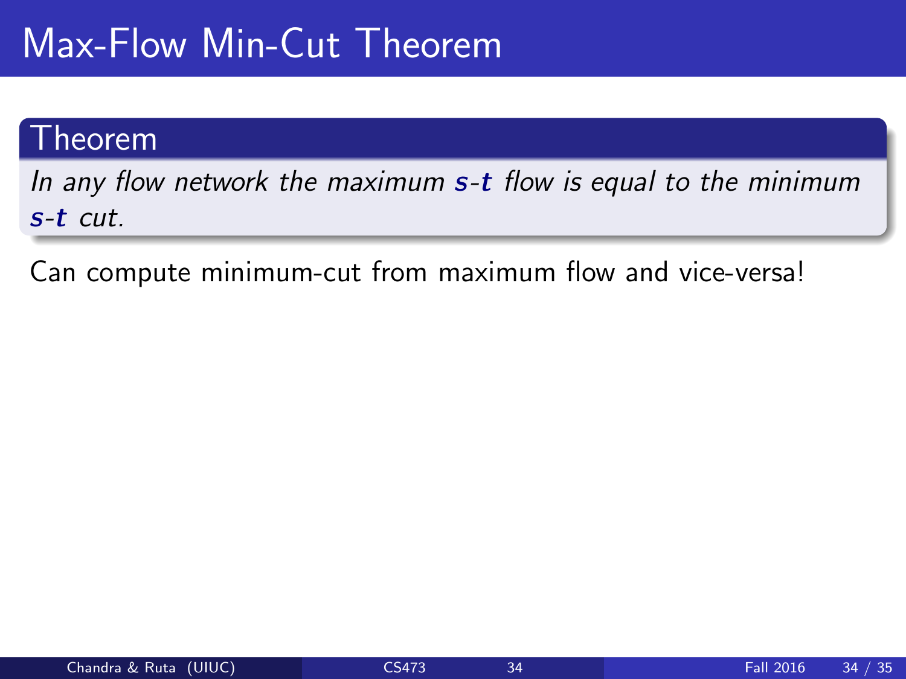# Max-Flow Min-Cut Theorem

**Theorem**

*In any flow network the maximum $s$-$t$ flow is equal to the minimum $s$-$t$ cut.*

Can compute minimum-cut from maximum flow and vice-versa!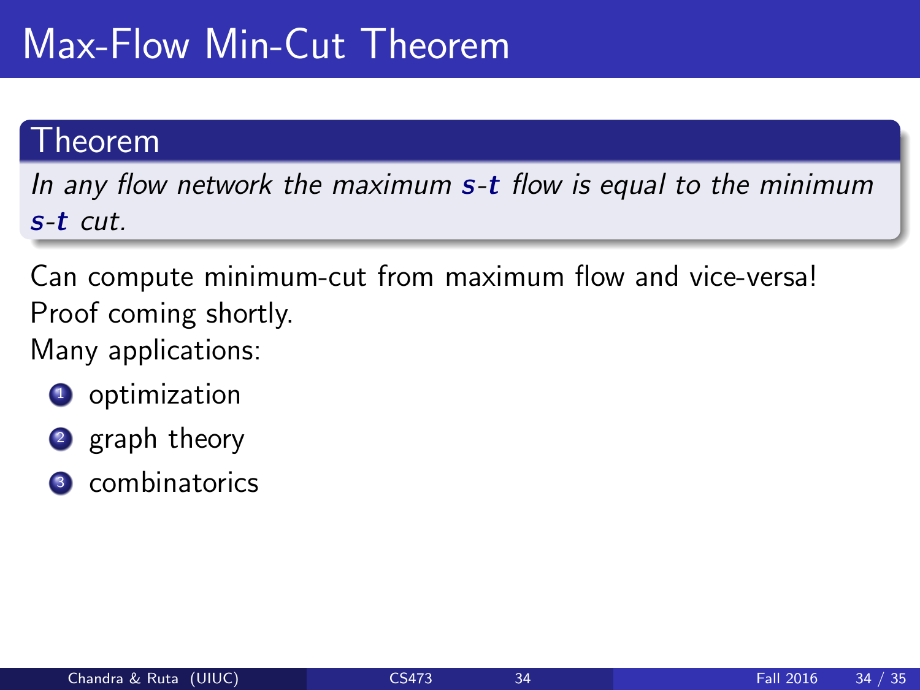# Max-Flow Min-Cut Theorem

**Theorem**

*In any flow network the maximum $s$-$t$ flow is equal to the minimum $s$-$t$ cut.*

Can compute minimum-cut from maximum flow and vice-versa!
Proof coming shortly.
Many applications:

1. optimization
2. graph theory
3. combinatorics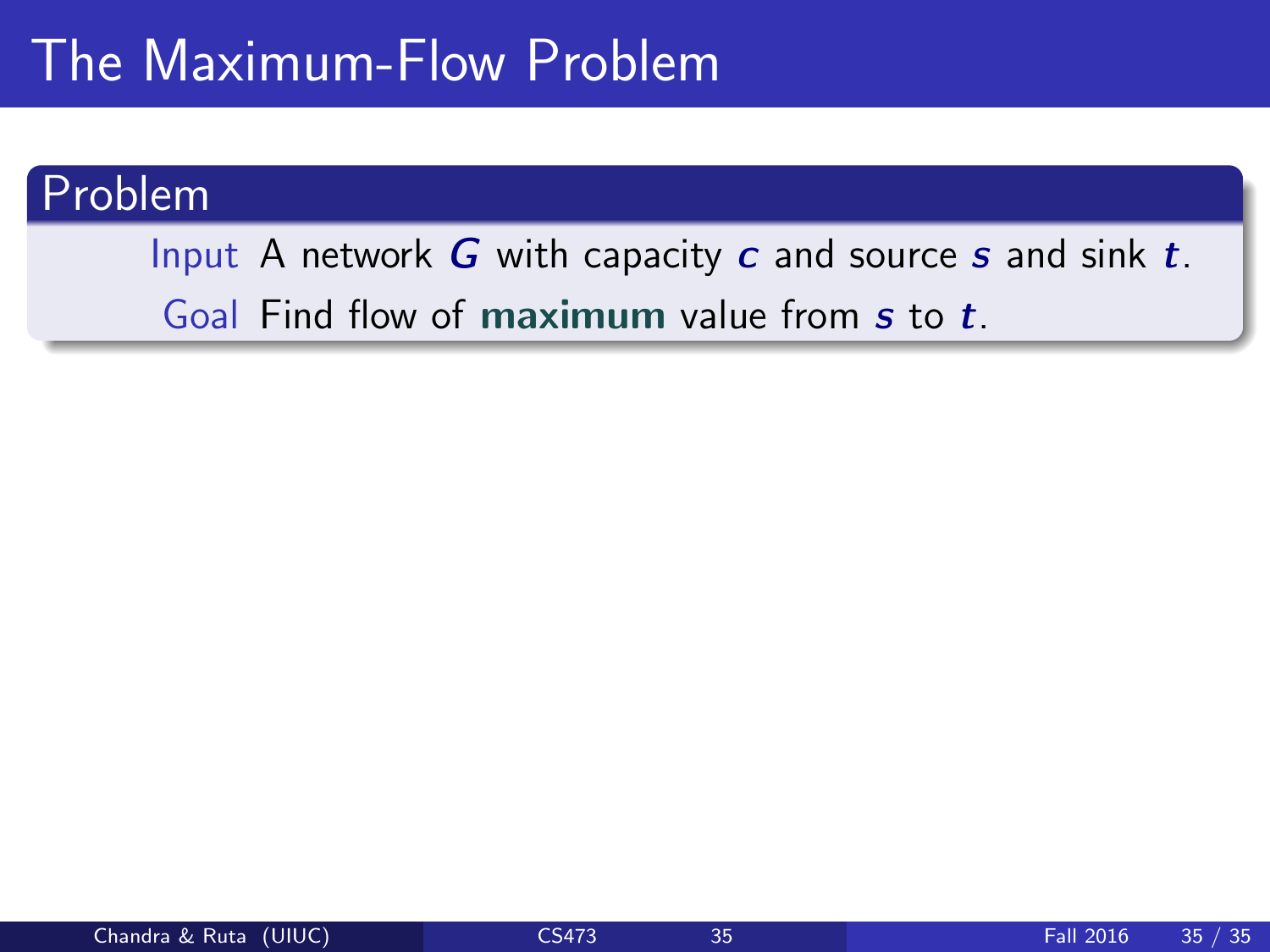# The Maximum-Flow Problem

## Problem

**Input** A network $G$ with capacity $c$ and source $s$ and sink $t$.

**Goal** Find flow of **maximum** value from $s$ to $t$.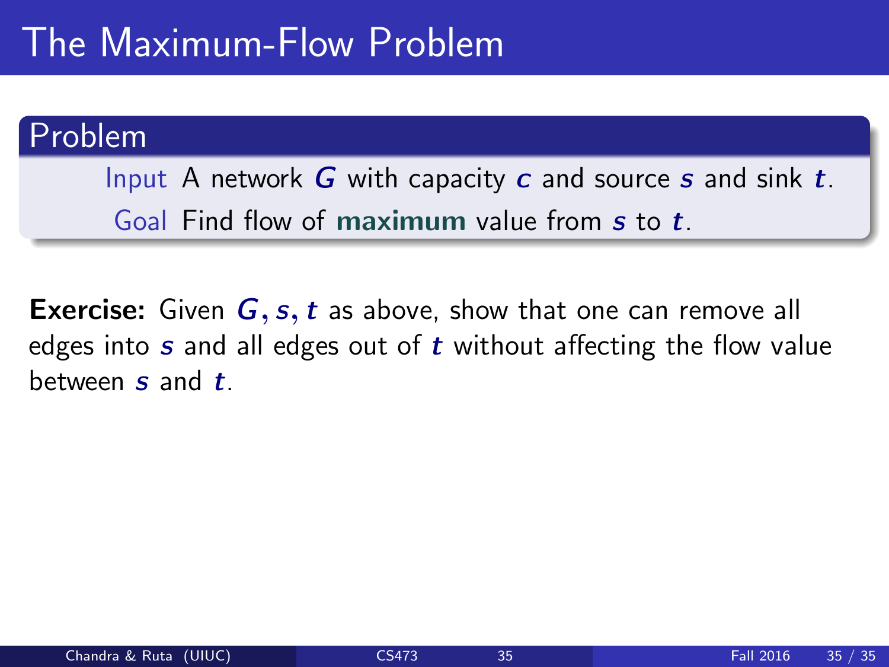# The Maximum-Flow Problem

## Problem

Input A network $G$ with capacity $c$ and source $s$ and sink $t$.

Goal Find flow of **maximum** value from $s$ to $t$.

**Exercise:** Given $G, s, t$ as above, show that one can remove all edges into $s$ and all edges out of $t$ without affecting the flow value between $s$ and $t$.